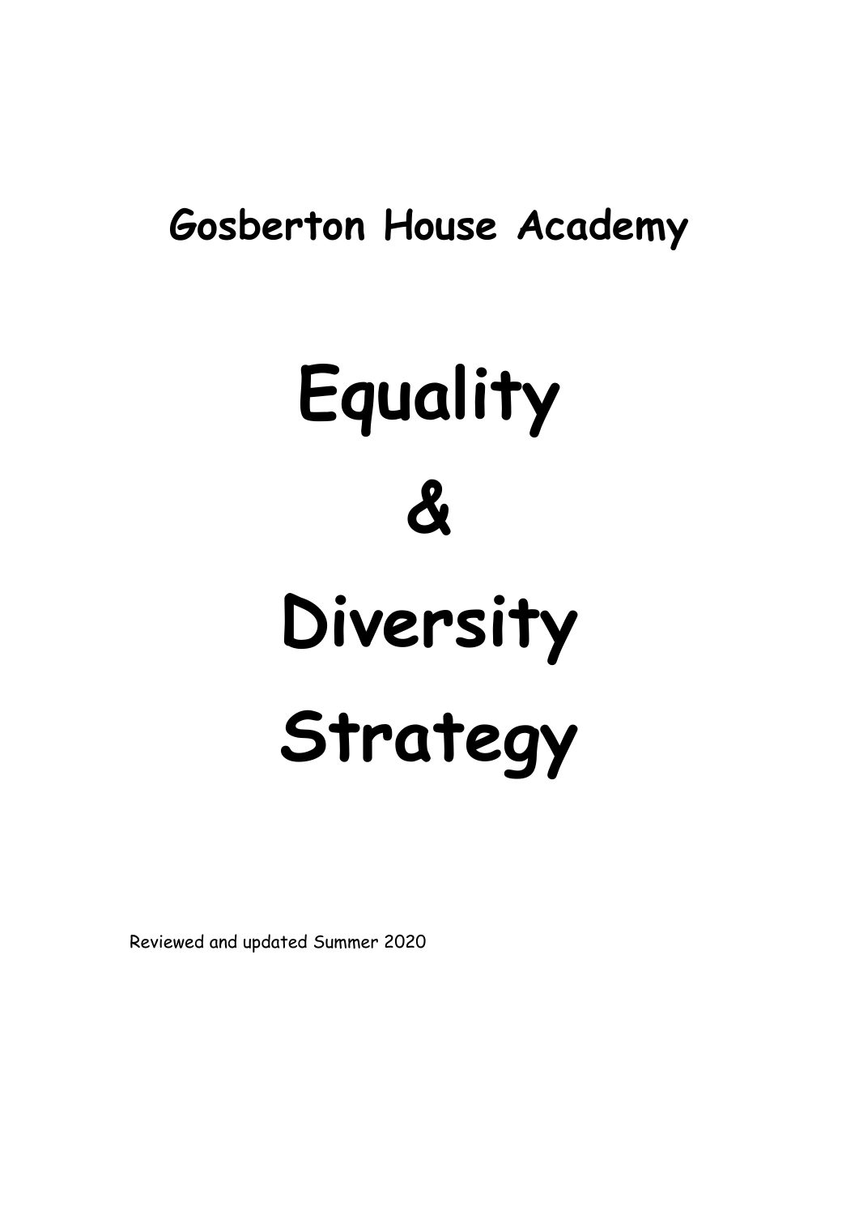## Gosberton House Academy

# Equality

# &

# Diversity

# Strategy

Reviewed and updated Summer 2020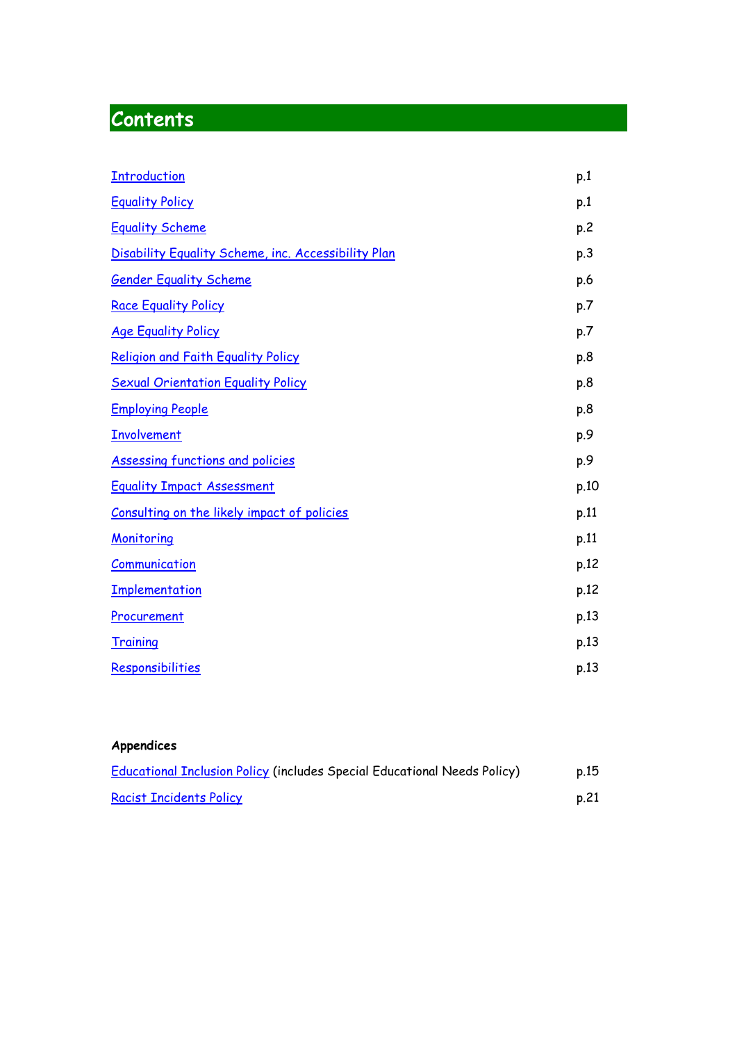# Contents

| | |
|---|---|
| Introduction | p.1 |
| Equality Policy | p.1 |
| Equality Scheme | p.2 |
| Disability Equality Scheme, inc. Accessibility Plan | p.3 |
| Gender Equality Scheme | p.6 |
| Race Equality Policy | p.7 |
| Age Equality Policy | p.7 |
| Religion and Faith Equality Policy | p.8 |
| Sexual Orientation Equality Policy | p.8 |
| Employing People | p.8 |
| Involvement | p.9 |
| Assessing functions and policies | p.9 |
| Equality Impact Assessment | p.10 |
| Consulting on the likely impact of policies | p.11 |
| Monitoring | p.11 |
| Communication | p.12 |
| Implementation | p.12 |
| Procurement | p.13 |
| Training | p.13 |
| Responsibilities | p.13 |

**Appendices**

| | |
|---|---|
| Educational Inclusion Policy (includes Special Educational Needs Policy) | p.15 |
| Racist Incidents Policy | p.21 |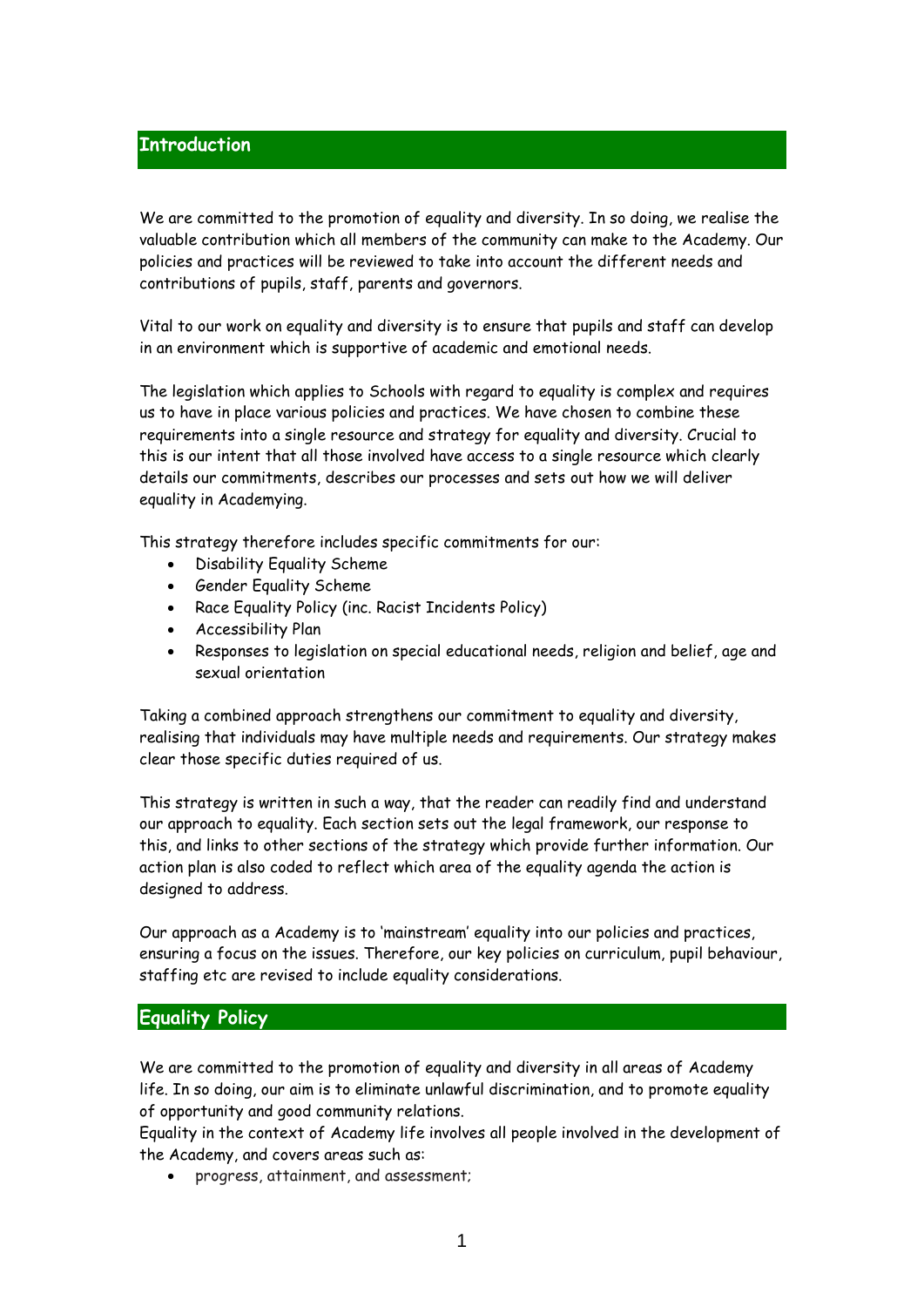## Introduction

We are committed to the promotion of equality and diversity. In so doing, we realise the valuable contribution which all members of the community can make to the Academy. Our policies and practices will be reviewed to take into account the different needs and contributions of pupils, staff, parents and governors.

Vital to our work on equality and diversity is to ensure that pupils and staff can develop in an environment which is supportive of academic and emotional needs.

The legislation which applies to Schools with regard to equality is complex and requires us to have in place various policies and practices. We have chosen to combine these requirements into a single resource and strategy for equality and diversity. Crucial to this is our intent that all those involved have access to a single resource which clearly details our commitments, describes our processes and sets out how we will deliver equality in Academying.

This strategy therefore includes specific commitments for our:

- Disability Equality Scheme
- Gender Equality Scheme
- Race Equality Policy (inc. Racist Incidents Policy)
- Accessibility Plan
- Responses to legislation on special educational needs, religion and belief, age and sexual orientation

Taking a combined approach strengthens our commitment to equality and diversity, realising that individuals may have multiple needs and requirements. Our strategy makes clear those specific duties required of us.

This strategy is written in such a way, that the reader can readily find and understand our approach to equality. Each section sets out the legal framework, our response to this, and links to other sections of the strategy which provide further information. Our action plan is also coded to reflect which area of the equality agenda the action is designed to address.

Our approach as a Academy is to 'mainstream' equality into our policies and practices, ensuring a focus on the issues. Therefore, our key policies on curriculum, pupil behaviour, staffing etc are revised to include equality considerations.

## Equality Policy

We are committed to the promotion of equality and diversity in all areas of Academy life. In so doing, our aim is to eliminate unlawful discrimination, and to promote equality of opportunity and good community relations.
Equality in the context of Academy life involves all people involved in the development of the Academy, and covers areas such as:

- progress, attainment, and assessment;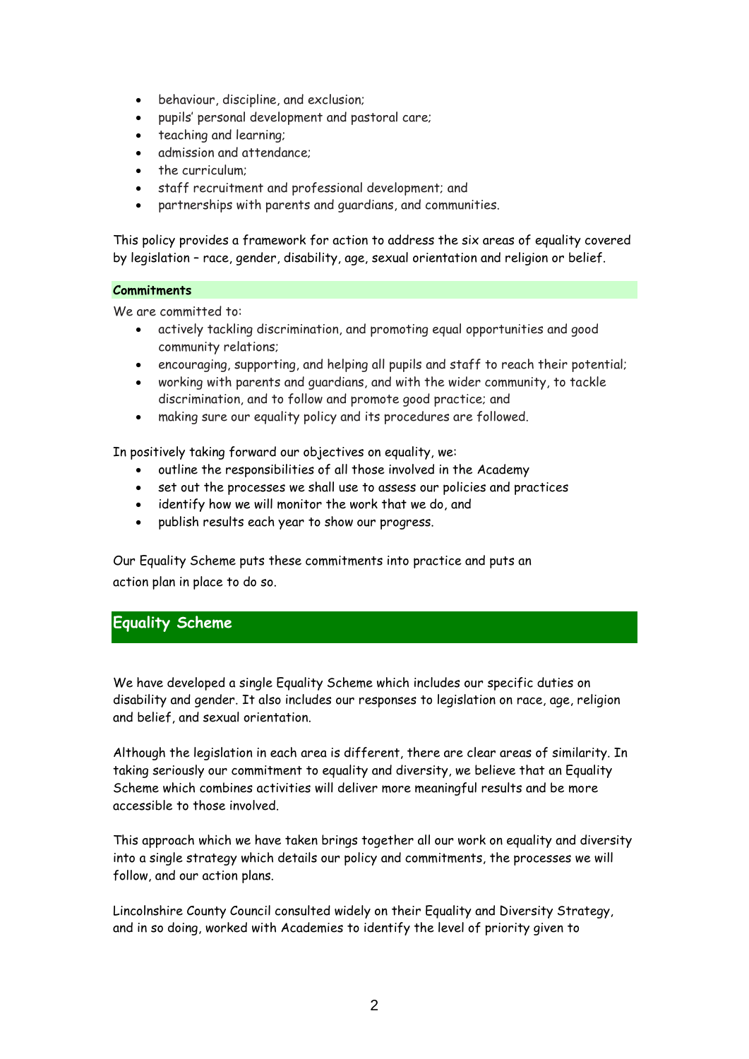- behaviour, discipline, and exclusion;
- pupils' personal development and pastoral care;
- teaching and learning;
- admission and attendance;
- the curriculum;
- staff recruitment and professional development; and
- partnerships with parents and guardians, and communities.

This policy provides a framework for action to address the six areas of equality covered by legislation – race, gender, disability, age, sexual orientation and religion or belief.

**Commitments**

We are committed to:

- actively tackling discrimination, and promoting equal opportunities and good community relations;
- encouraging, supporting, and helping all pupils and staff to reach their potential;
- working with parents and guardians, and with the wider community, to tackle discrimination, and to follow and promote good practice; and
- making sure our equality policy and its procedures are followed.

In positively taking forward our objectives on equality, we:

- outline the responsibilities of all those involved in the Academy
- set out the processes we shall use to assess our policies and practices
- identify how we will monitor the work that we do, and
- publish results each year to show our progress.

Our Equality Scheme puts these commitments into practice and puts an action plan in place to do so.

## Equality Scheme

We have developed a single Equality Scheme which includes our specific duties on disability and gender. It also includes our responses to legislation on race, age, religion and belief, and sexual orientation.

Although the legislation in each area is different, there are clear areas of similarity. In taking seriously our commitment to equality and diversity, we believe that an Equality Scheme which combines activities will deliver more meaningful results and be more accessible to those involved.

This approach which we have taken brings together all our work on equality and diversity into a single strategy which details our policy and commitments, the processes we will follow, and our action plans.

Lincolnshire County Council consulted widely on their Equality and Diversity Strategy, and in so doing, worked with Academies to identify the level of priority given to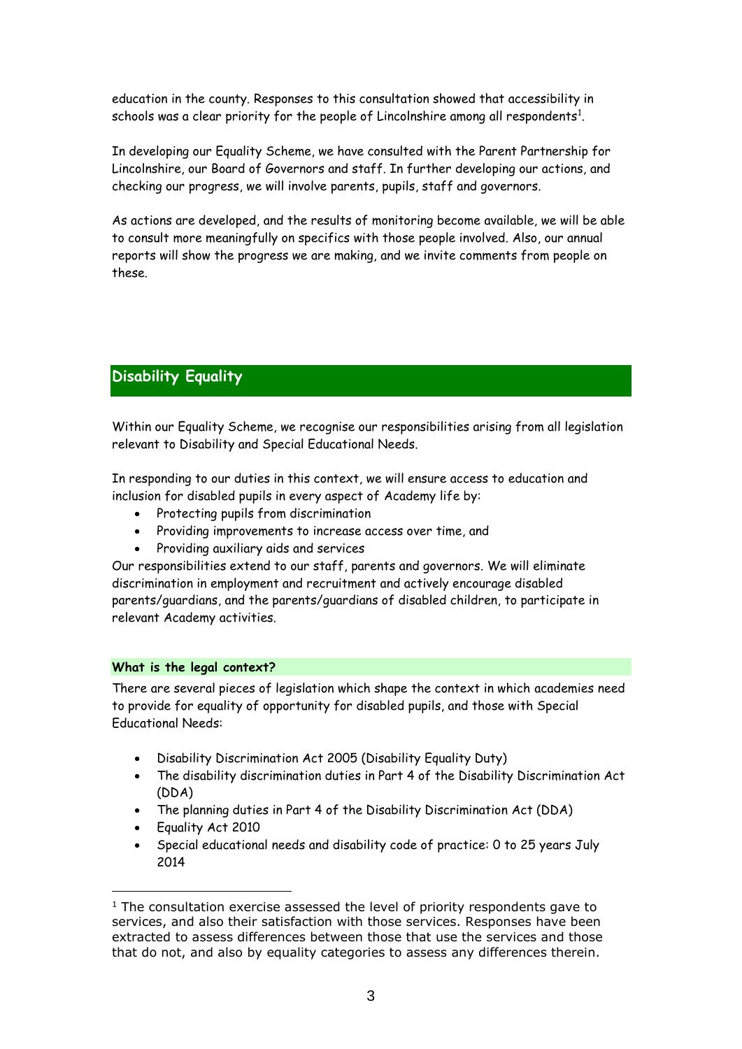education in the county. Responses to this consultation showed that accessibility in schools was a clear priority for the people of Lincolnshire among all respondents[1].

In developing our Equality Scheme, we have consulted with the Parent Partnership for Lincolnshire, our Board of Governors and staff. In further developing our actions, and checking our progress, we will involve parents, pupils, staff and governors.

As actions are developed, and the results of monitoring become available, we will be able to consult more meaningfully on specifics with those people involved. Also, our annual reports will show the progress we are making, and we invite comments from people on these.

## Disability Equality

Within our Equality Scheme, we recognise our responsibilities arising from all legislation relevant to Disability and Special Educational Needs.

In responding to our duties in this context, we will ensure access to education and inclusion for disabled pupils in every aspect of Academy life by:

- Protecting pupils from discrimination
- Providing improvements to increase access over time, and
- Providing auxiliary aids and services

Our responsibilities extend to our staff, parents and governors. We will eliminate discrimination in employment and recruitment and actively encourage disabled parents/guardians, and the parents/guardians of disabled children, to participate in relevant Academy activities.

### What is the legal context?

There are several pieces of legislation which shape the context in which academies need to provide for equality of opportunity for disabled pupils, and those with Special Educational Needs:

- Disability Discrimination Act 2005 (Disability Equality Duty)
- The disability discrimination duties in Part 4 of the Disability Discrimination Act (DDA)
- The planning duties in Part 4 of the Disability Discrimination Act (DDA)
- Equality Act 2010
- Special educational needs and disability code of practice: 0 to 25 years July 2014

---

[1] The consultation exercise assessed the level of priority respondents gave to services, and also their satisfaction with those services. Responses have been extracted to assess differences between those that use the services and those that do not, and also by equality categories to assess any differences therein.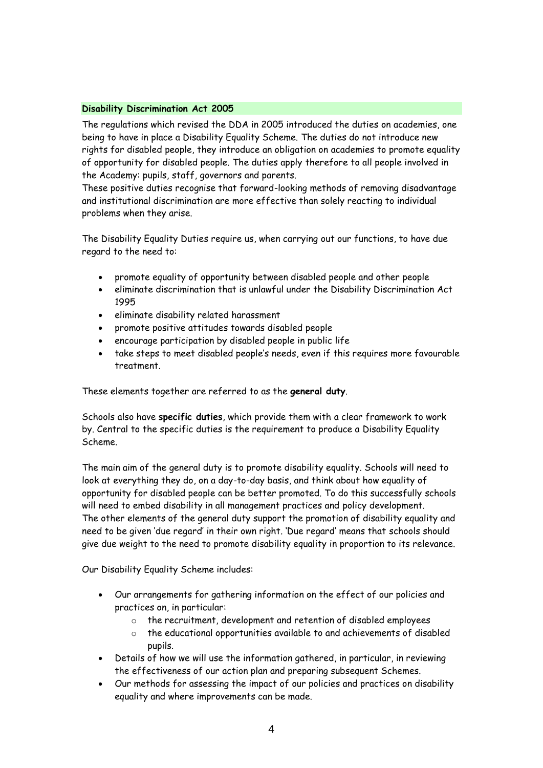## Disability Discrimination Act 2005

The regulations which revised the DDA in 2005 introduced the duties on academies, one being to have in place a Disability Equality Scheme. The duties do not introduce new rights for disabled people, they introduce an obligation on academies to promote equality of opportunity for disabled people. The duties apply therefore to all people involved in the Academy: pupils, staff, governors and parents.
These positive duties recognise that forward-looking methods of removing disadvantage and institutional discrimination are more effective than solely reacting to individual problems when they arise.

The Disability Equality Duties require us, when carrying out our functions, to have due regard to the need to:

- promote equality of opportunity between disabled people and other people
- eliminate discrimination that is unlawful under the Disability Discrimination Act 1995
- eliminate disability related harassment
- promote positive attitudes towards disabled people
- encourage participation by disabled people in public life
- take steps to meet disabled people's needs, even if this requires more favourable treatment.

These elements together are referred to as the **general duty**.

Schools also have **specific duties**, which provide them with a clear framework to work by. Central to the specific duties is the requirement to produce a Disability Equality Scheme.

The main aim of the general duty is to promote disability equality. Schools will need to look at everything they do, on a day-to-day basis, and think about how equality of opportunity for disabled people can be better promoted. To do this successfully schools will need to embed disability in all management practices and policy development.
The other elements of the general duty support the promotion of disability equality and need to be given 'due regard' in their own right. 'Due regard' means that schools should give due weight to the need to promote disability equality in proportion to its relevance.

Our Disability Equality Scheme includes:

- Our arrangements for gathering information on the effect of our policies and practices on, in particular:
  - the recruitment, development and retention of disabled employees
  - the educational opportunities available to and achievements of disabled pupils.
- Details of how we will use the information gathered, in particular, in reviewing the effectiveness of our action plan and preparing subsequent Schemes.
- Our methods for assessing the impact of our policies and practices on disability equality and where improvements can be made.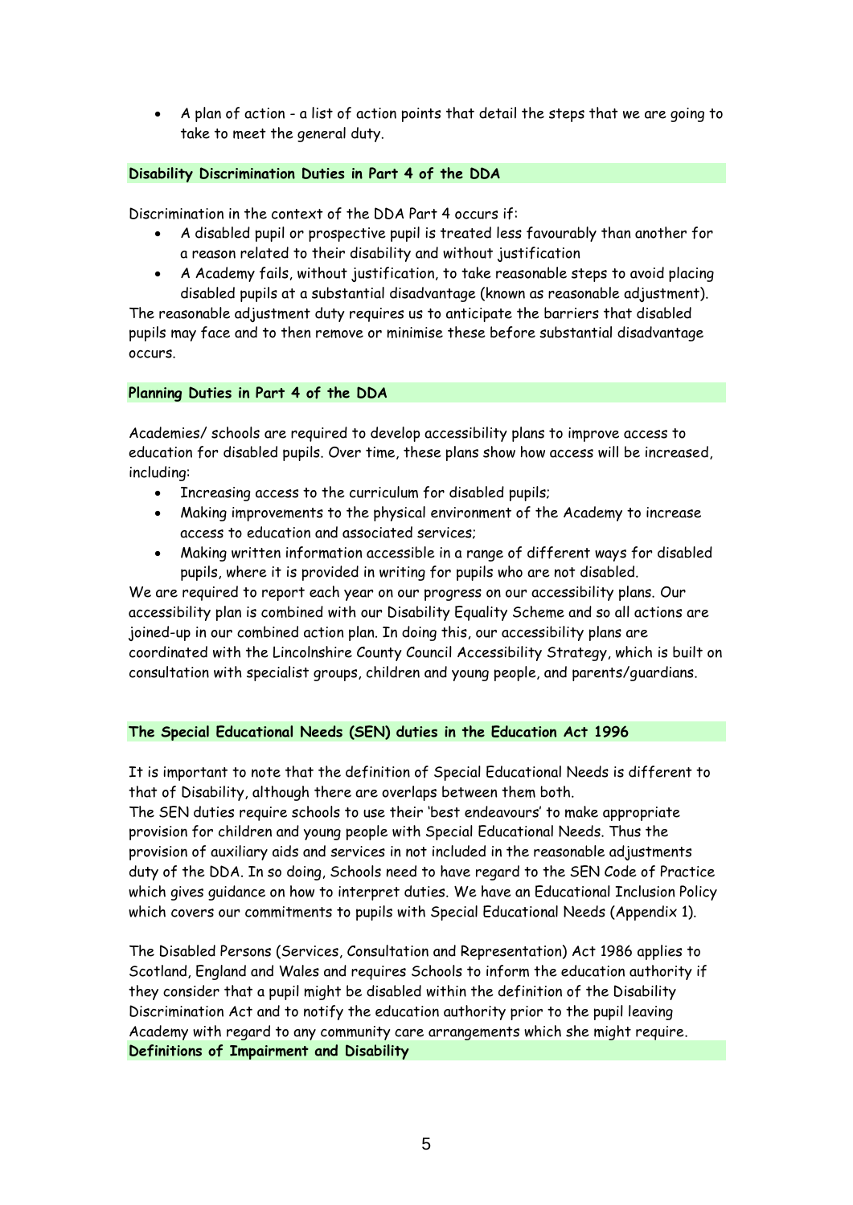- A plan of action - a list of action points that detail the steps that we are going to take to meet the general duty.

## Disability Discrimination Duties in Part 4 of the DDA

Discrimination in the context of the DDA Part 4 occurs if:

- A disabled pupil or prospective pupil is treated less favourably than another for a reason related to their disability and without justification
- A Academy fails, without justification, to take reasonable steps to avoid placing disabled pupils at a substantial disadvantage (known as reasonable adjustment).

The reasonable adjustment duty requires us to anticipate the barriers that disabled pupils may face and to then remove or minimise these before substantial disadvantage occurs.

## Planning Duties in Part 4 of the DDA

Academies/ schools are required to develop accessibility plans to improve access to education for disabled pupils. Over time, these plans show how access will be increased, including:

- Increasing access to the curriculum for disabled pupils;
- Making improvements to the physical environment of the Academy to increase access to education and associated services;
- Making written information accessible in a range of different ways for disabled pupils, where it is provided in writing for pupils who are not disabled.

We are required to report each year on our progress on our accessibility plans. Our accessibility plan is combined with our Disability Equality Scheme and so all actions are joined-up in our combined action plan. In doing this, our accessibility plans are coordinated with the Lincolnshire County Council Accessibility Strategy, which is built on consultation with specialist groups, children and young people, and parents/guardians.

## The Special Educational Needs (SEN) duties in the Education Act 1996

It is important to note that the definition of Special Educational Needs is different to that of Disability, although there are overlaps between them both.
The SEN duties require schools to use their 'best endeavours' to make appropriate provision for children and young people with Special Educational Needs. Thus the provision of auxiliary aids and services in not included in the reasonable adjustments duty of the DDA. In so doing, Schools need to have regard to the SEN Code of Practice which gives guidance on how to interpret duties. We have an Educational Inclusion Policy which covers our commitments to pupils with Special Educational Needs (Appendix 1).

The Disabled Persons (Services, Consultation and Representation) Act 1986 applies to Scotland, England and Wales and requires Schools to inform the education authority if they consider that a pupil might be disabled within the definition of the Disability Discrimination Act and to notify the education authority prior to the pupil leaving Academy with regard to any community care arrangements which she might require.

## Definitions of Impairment and Disability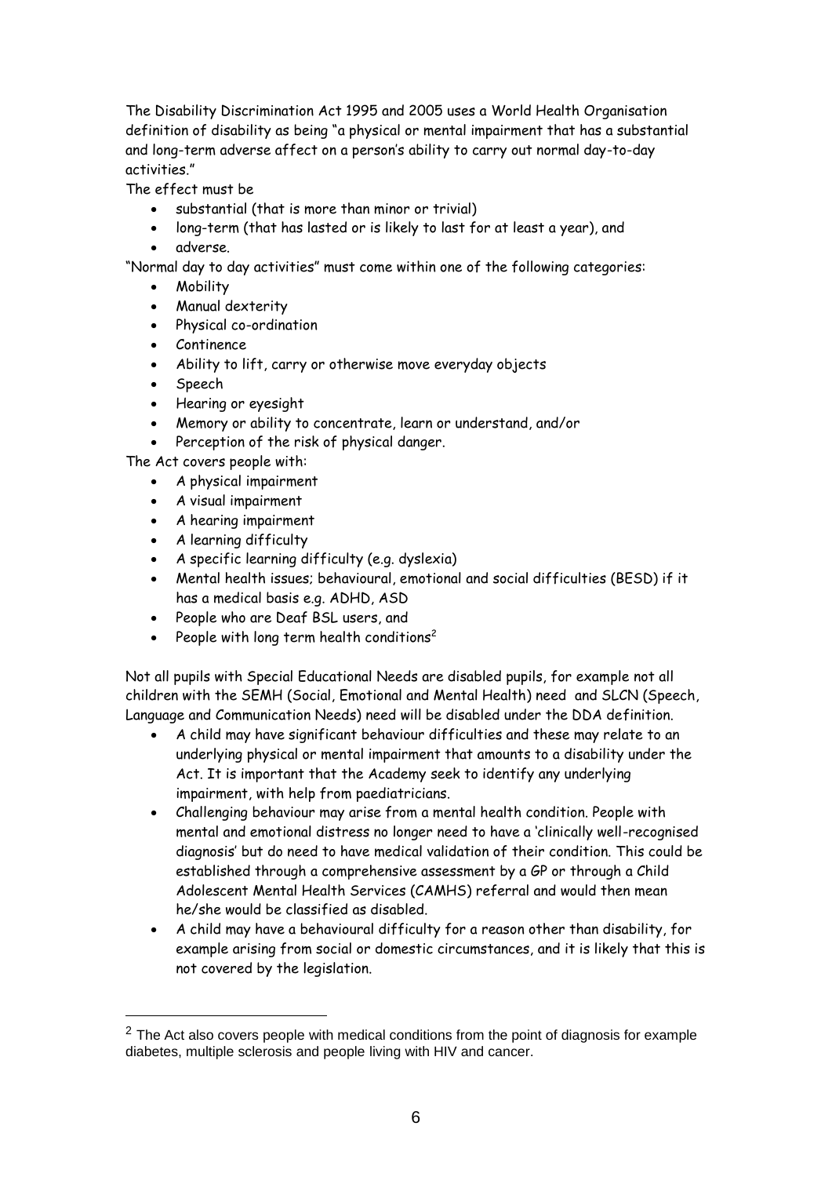The Disability Discrimination Act 1995 and 2005 uses a World Health Organisation definition of disability as being "a physical or mental impairment that has a substantial and long-term adverse affect on a person's ability to carry out normal day-to-day activities."

The effect must be

- substantial (that is more than minor or trivial)
- long-term (that has lasted or is likely to last for at least a year), and
- adverse.

"Normal day to day activities" must come within one of the following categories:

- Mobility
- Manual dexterity
- Physical co-ordination
- Continence
- Ability to lift, carry or otherwise move everyday objects
- Speech
- Hearing or eyesight
- Memory or ability to concentrate, learn or understand, and/or
- Perception of the risk of physical danger.

The Act covers people with:

- A physical impairment
- A visual impairment
- A hearing impairment
- A learning difficulty
- A specific learning difficulty (e.g. dyslexia)
- Mental health issues; behavioural, emotional and social difficulties (BESD) if it has a medical basis e.g. ADHD, ASD
- People who are Deaf BSL users, and
- People with long term health conditions[2]

Not all pupils with Special Educational Needs are disabled pupils, for example not all children with the SEMH (Social, Emotional and Mental Health) need and SLCN (Speech, Language and Communication Needs) need will be disabled under the DDA definition.

- A child may have significant behaviour difficulties and these may relate to an underlying physical or mental impairment that amounts to a disability under the Act. It is important that the Academy seek to identify any underlying impairment, with help from paediatricians.
- Challenging behaviour may arise from a mental health condition. People with mental and emotional distress no longer need to have a 'clinically well-recognised diagnosis' but do need to have medical validation of their condition. This could be established through a comprehensive assessment by a GP or through a Child Adolescent Mental Health Services (CAMHS) referral and would then mean he/she would be classified as disabled.
- A child may have a behavioural difficulty for a reason other than disability, for example arising from social or domestic circumstances, and it is likely that this is not covered by the legislation.

---

[2] The Act also covers people with medical conditions from the point of diagnosis for example diabetes, multiple sclerosis and people living with HIV and cancer.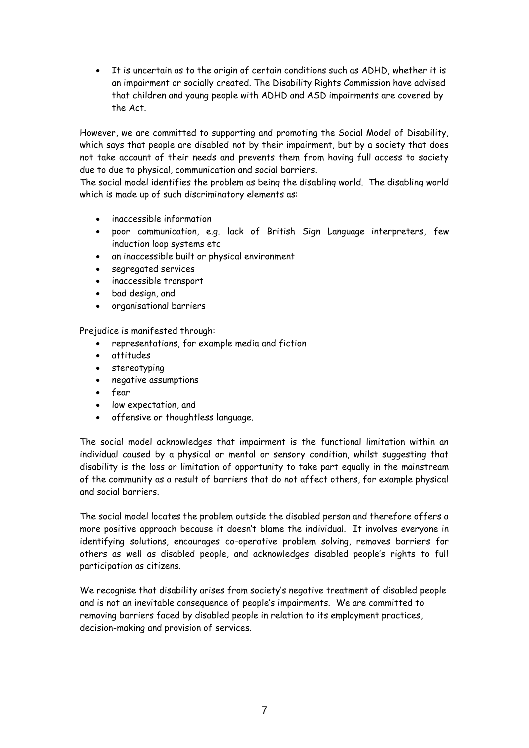- It is uncertain as to the origin of certain conditions such as ADHD, whether it is an impairment or socially created. The Disability Rights Commission have advised that children and young people with ADHD and ASD impairments are covered by the Act.

However, we are committed to supporting and promoting the Social Model of Disability, which says that people are disabled not by their impairment, but by a society that does not take account of their needs and prevents them from having full access to society due to due to physical, communication and social barriers.
The social model identifies the problem as being the disabling world. The disabling world which is made up of such discriminatory elements as:

- inaccessible information
- poor communication, e.g. lack of British Sign Language interpreters, few induction loop systems etc
- an inaccessible built or physical environment
- segregated services
- inaccessible transport
- bad design, and
- organisational barriers

Prejudice is manifested through:

- representations, for example media and fiction
- attitudes
- stereotyping
- negative assumptions
- fear
- low expectation, and
- offensive or thoughtless language.

The social model acknowledges that impairment is the functional limitation within an individual caused by a physical or mental or sensory condition, whilst suggesting that disability is the loss or limitation of opportunity to take part equally in the mainstream of the community as a result of barriers that do not affect others, for example physical and social barriers.

The social model locates the problem outside the disabled person and therefore offers a more positive approach because it doesn't blame the individual. It involves everyone in identifying solutions, encourages co-operative problem solving, removes barriers for others as well as disabled people, and acknowledges disabled people's rights to full participation as citizens.

We recognise that disability arises from society's negative treatment of disabled people and is not an inevitable consequence of people's impairments. We are committed to removing barriers faced by disabled people in relation to its employment practices, decision-making and provision of services.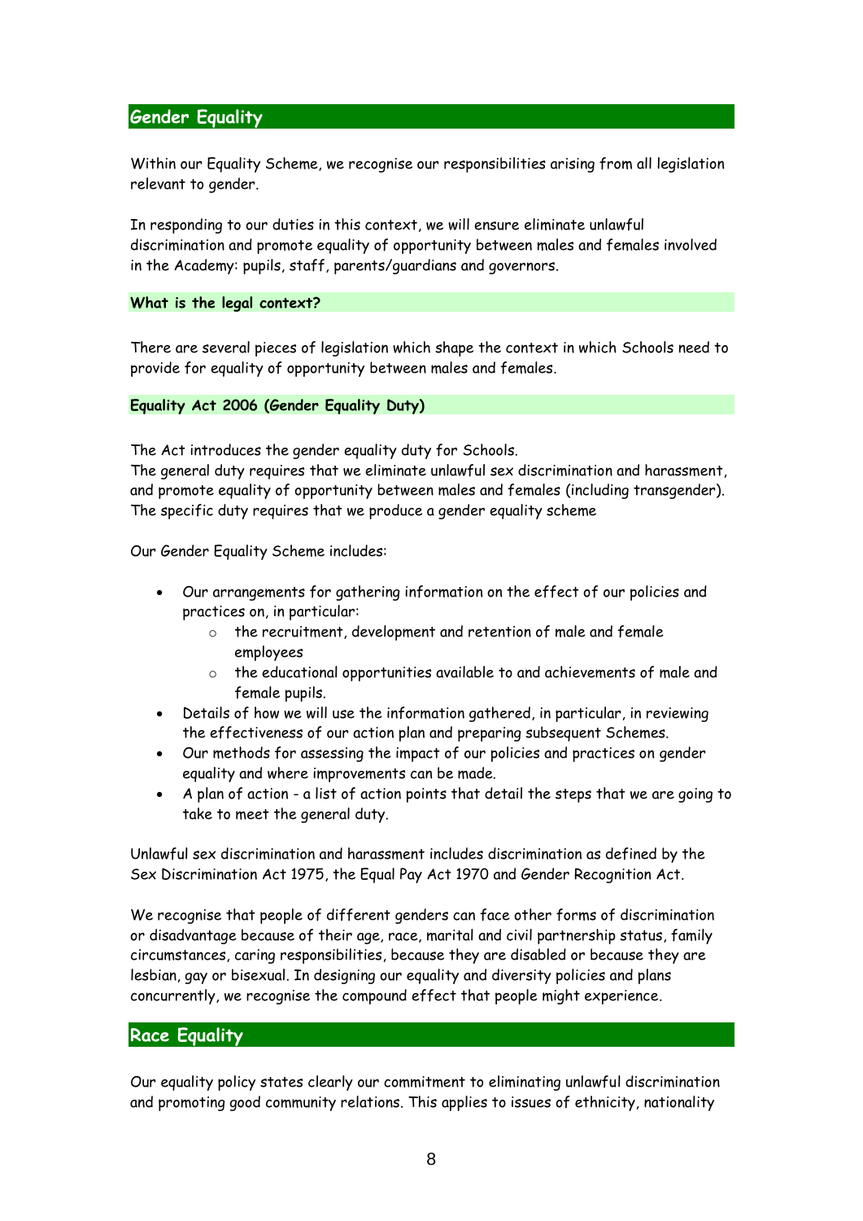## Gender Equality

Within our Equality Scheme, we recognise our responsibilities arising from all legislation relevant to gender.

In responding to our duties in this context, we will ensure eliminate unlawful discrimination and promote equality of opportunity between males and females involved in the Academy: pupils, staff, parents/guardians and governors.

### What is the legal context?

There are several pieces of legislation which shape the context in which Schools need to provide for equality of opportunity between males and females.

### Equality Act 2006 (Gender Equality Duty)

The Act introduces the gender equality duty for Schools.
The general duty requires that we eliminate unlawful sex discrimination and harassment, and promote equality of opportunity between males and females (including transgender).
The specific duty requires that we produce a gender equality scheme

Our Gender Equality Scheme includes:

- Our arrangements for gathering information on the effect of our policies and practices on, in particular:
    - the recruitment, development and retention of male and female employees
    - the educational opportunities available to and achievements of male and female pupils.
- Details of how we will use the information gathered, in particular, in reviewing the effectiveness of our action plan and preparing subsequent Schemes.
- Our methods for assessing the impact of our policies and practices on gender equality and where improvements can be made.
- A plan of action - a list of action points that detail the steps that we are going to take to meet the general duty.

Unlawful sex discrimination and harassment includes discrimination as defined by the Sex Discrimination Act 1975, the Equal Pay Act 1970 and Gender Recognition Act.

We recognise that people of different genders can face other forms of discrimination or disadvantage because of their age, race, marital and civil partnership status, family circumstances, caring responsibilities, because they are disabled or because they are lesbian, gay or bisexual. In designing our equality and diversity policies and plans concurrently, we recognise the compound effect that people might experience.

## Race Equality

Our equality policy states clearly our commitment to eliminating unlawful discrimination and promoting good community relations. This applies to issues of ethnicity, nationality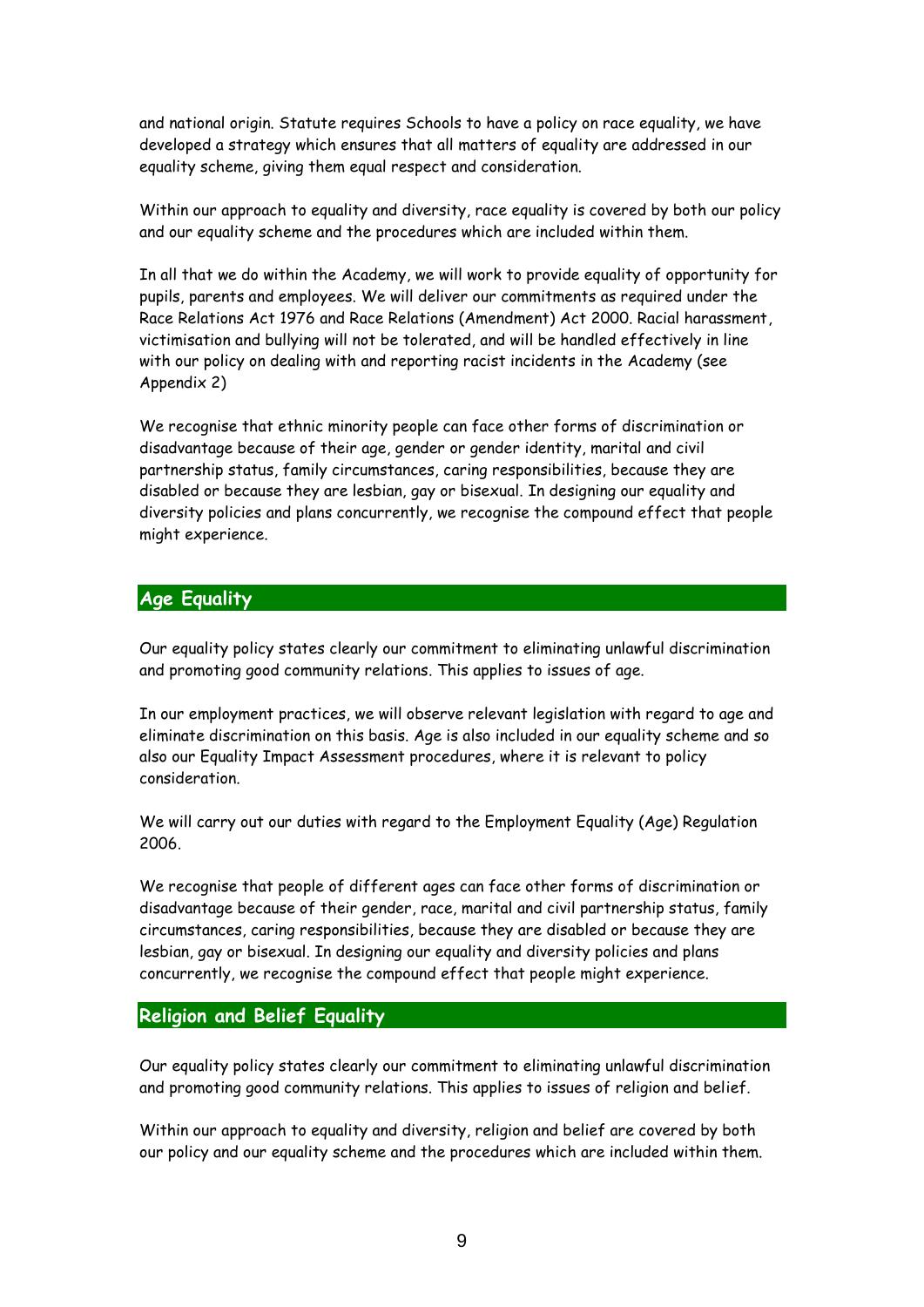and national origin. Statute requires Schools to have a policy on race equality, we have developed a strategy which ensures that all matters of equality are addressed in our equality scheme, giving them equal respect and consideration.

Within our approach to equality and diversity, race equality is covered by both our policy and our equality scheme and the procedures which are included within them.

In all that we do within the Academy, we will work to provide equality of opportunity for pupils, parents and employees. We will deliver our commitments as required under the Race Relations Act 1976 and Race Relations (Amendment) Act 2000. Racial harassment, victimisation and bullying will not be tolerated, and will be handled effectively in line with our policy on dealing with and reporting racist incidents in the Academy (see Appendix 2)

We recognise that ethnic minority people can face other forms of discrimination or disadvantage because of their age, gender or gender identity, marital and civil partnership status, family circumstances, caring responsibilities, because they are disabled or because they are lesbian, gay or bisexual. In designing our equality and diversity policies and plans concurrently, we recognise the compound effect that people might experience.

## Age Equality

Our equality policy states clearly our commitment to eliminating unlawful discrimination and promoting good community relations. This applies to issues of age.

In our employment practices, we will observe relevant legislation with regard to age and eliminate discrimination on this basis. Age is also included in our equality scheme and so also our Equality Impact Assessment procedures, where it is relevant to policy consideration.

We will carry out our duties with regard to the Employment Equality (Age) Regulation 2006.

We recognise that people of different ages can face other forms of discrimination or disadvantage because of their gender, race, marital and civil partnership status, family circumstances, caring responsibilities, because they are disabled or because they are lesbian, gay or bisexual. In designing our equality and diversity policies and plans concurrently, we recognise the compound effect that people might experience.

## Religion and Belief Equality

Our equality policy states clearly our commitment to eliminating unlawful discrimination and promoting good community relations. This applies to issues of religion and belief.

Within our approach to equality and diversity, religion and belief are covered by both our policy and our equality scheme and the procedures which are included within them.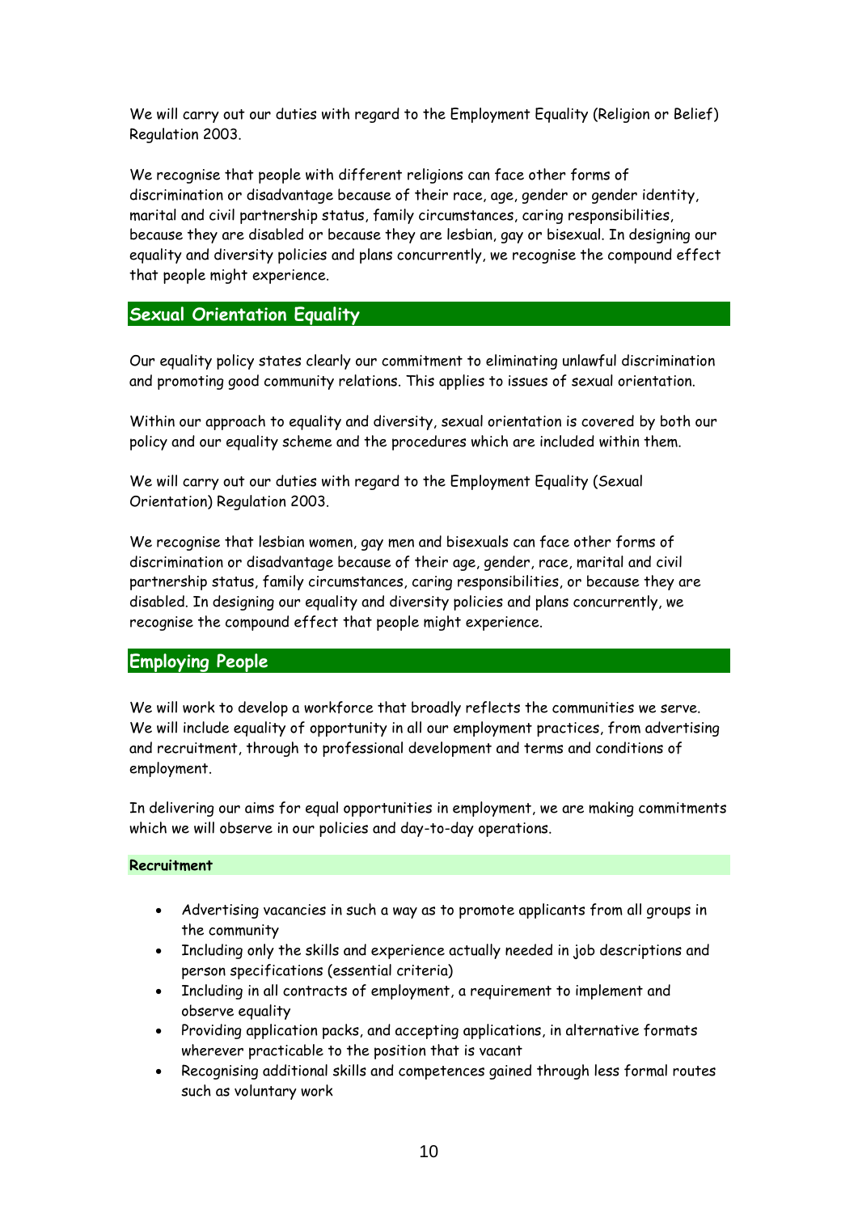We will carry out our duties with regard to the Employment Equality (Religion or Belief) Regulation 2003.

We recognise that people with different religions can face other forms of discrimination or disadvantage because of their race, age, gender or gender identity, marital and civil partnership status, family circumstances, caring responsibilities, because they are disabled or because they are lesbian, gay or bisexual. In designing our equality and diversity policies and plans concurrently, we recognise the compound effect that people might experience.

## Sexual Orientation Equality

Our equality policy states clearly our commitment to eliminating unlawful discrimination and promoting good community relations. This applies to issues of sexual orientation.

Within our approach to equality and diversity, sexual orientation is covered by both our policy and our equality scheme and the procedures which are included within them.

We will carry out our duties with regard to the Employment Equality (Sexual Orientation) Regulation 2003.

We recognise that lesbian women, gay men and bisexuals can face other forms of discrimination or disadvantage because of their age, gender, race, marital and civil partnership status, family circumstances, caring responsibilities, or because they are disabled. In designing our equality and diversity policies and plans concurrently, we recognise the compound effect that people might experience.

## Employing People

We will work to develop a workforce that broadly reflects the communities we serve. We will include equality of opportunity in all our employment practices, from advertising and recruitment, through to professional development and terms and conditions of employment.

In delivering our aims for equal opportunities in employment, we are making commitments which we will observe in our policies and day-to-day operations.

### Recruitment

- Advertising vacancies in such a way as to promote applicants from all groups in the community
- Including only the skills and experience actually needed in job descriptions and person specifications (essential criteria)
- Including in all contracts of employment, a requirement to implement and observe equality
- Providing application packs, and accepting applications, in alternative formats wherever practicable to the position that is vacant
- Recognising additional skills and competences gained through less formal routes such as voluntary work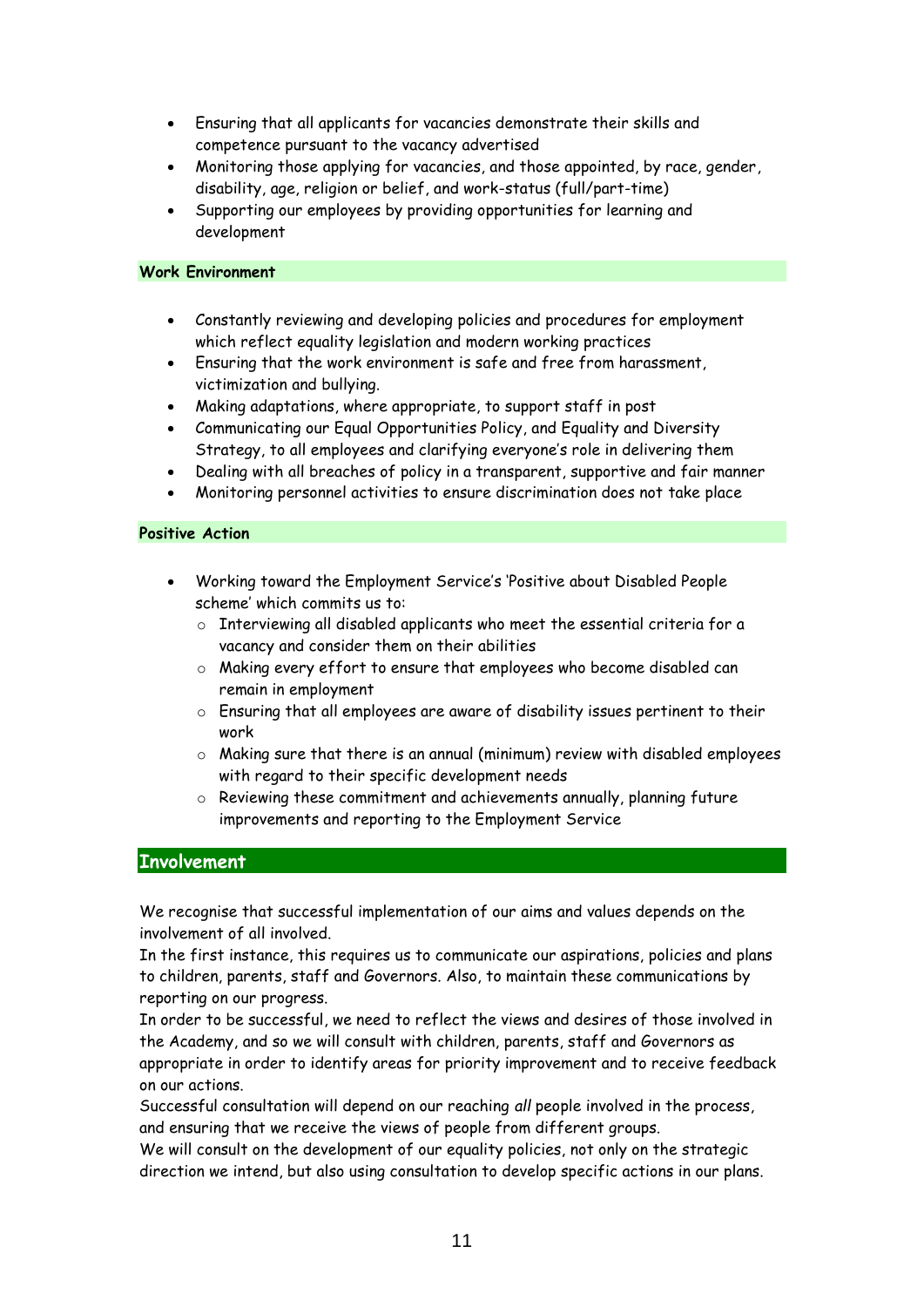- Ensuring that all applicants for vacancies demonstrate their skills and competence pursuant to the vacancy advertised
- Monitoring those applying for vacancies, and those appointed, by race, gender, disability, age, religion or belief, and work-status (full/part-time)
- Supporting our employees by providing opportunities for learning and development

**Work Environment**

- Constantly reviewing and developing policies and procedures for employment which reflect equality legislation and modern working practices
- Ensuring that the work environment is safe and free from harassment, victimization and bullying.
- Making adaptations, where appropriate, to support staff in post
- Communicating our Equal Opportunities Policy, and Equality and Diversity Strategy, to all employees and clarifying everyone's role in delivering them
- Dealing with all breaches of policy in a transparent, supportive and fair manner
- Monitoring personnel activities to ensure discrimination does not take place

**Positive Action**

- Working toward the Employment Service's 'Positive about Disabled People scheme' which commits us to:
  - Interviewing all disabled applicants who meet the essential criteria for a vacancy and consider them on their abilities
  - Making every effort to ensure that employees who become disabled can remain in employment
  - Ensuring that all employees are aware of disability issues pertinent to their work
  - Making sure that there is an annual (minimum) review with disabled employees with regard to their specific development needs
  - Reviewing these commitment and achievements annually, planning future improvements and reporting to the Employment Service

## Involvement

We recognise that successful implementation of our aims and values depends on the involvement of all involved.
In the first instance, this requires us to communicate our aspirations, policies and plans to children, parents, staff and Governors. Also, to maintain these communications by reporting on our progress.
In order to be successful, we need to reflect the views and desires of those involved in the Academy, and so we will consult with children, parents, staff and Governors as appropriate in order to identify areas for priority improvement and to receive feedback on our actions.
Successful consultation will depend on our reaching *all* people involved in the process, and ensuring that we receive the views of people from different groups.
We will consult on the development of our equality policies, not only on the strategic direction we intend, but also using consultation to develop specific actions in our plans.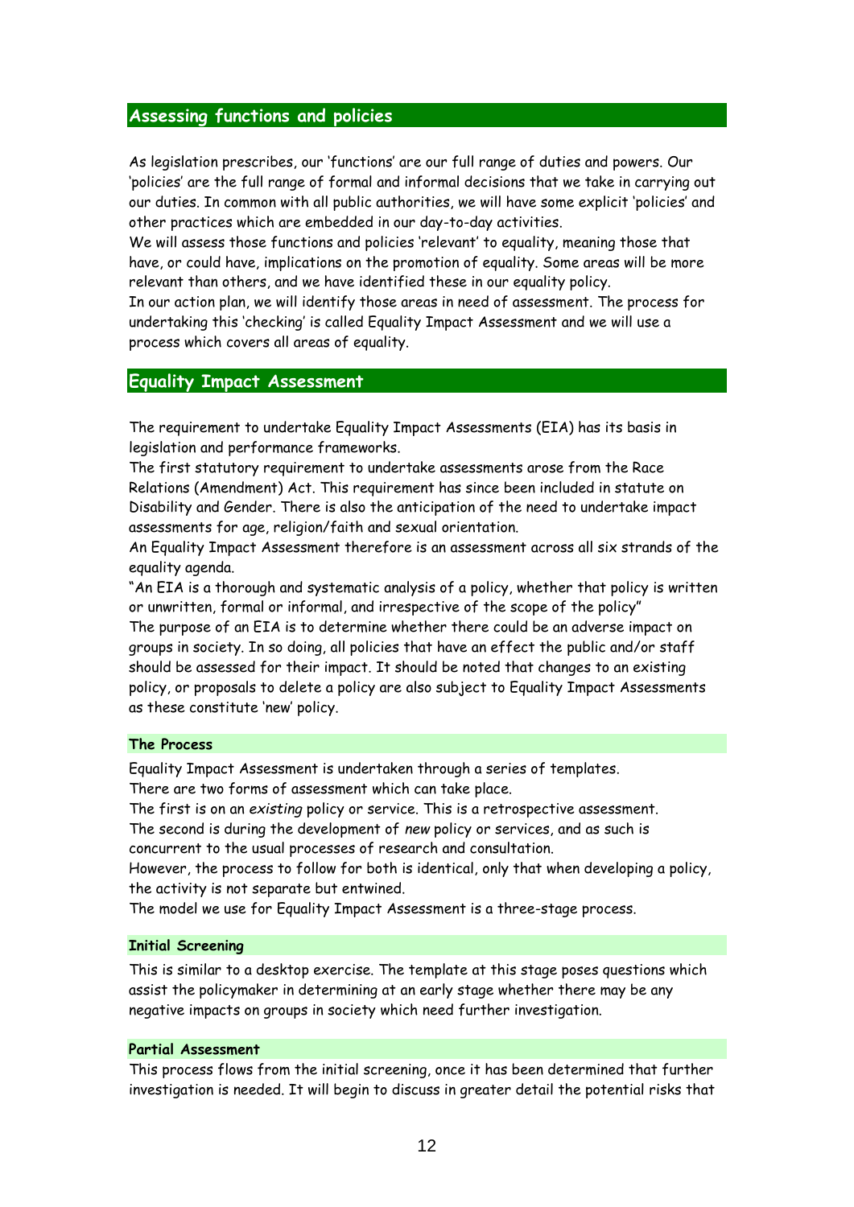## Assessing functions and policies

As legislation prescribes, our 'functions' are our full range of duties and powers. Our 'policies' are the full range of formal and informal decisions that we take in carrying out our duties. In common with all public authorities, we will have some explicit 'policies' and other practices which are embedded in our day-to-day activities.

We will assess those functions and policies 'relevant' to equality, meaning those that have, or could have, implications on the promotion of equality. Some areas will be more relevant than others, and we have identified these in our equality policy.

In our action plan, we will identify those areas in need of assessment. The process for undertaking this 'checking' is called Equality Impact Assessment and we will use a process which covers all areas of equality.

## Equality Impact Assessment

The requirement to undertake Equality Impact Assessments (EIA) has its basis in legislation and performance frameworks.

The first statutory requirement to undertake assessments arose from the Race Relations (Amendment) Act. This requirement has since been included in statute on Disability and Gender. There is also the anticipation of the need to undertake impact assessments for age, religion/faith and sexual orientation.

An Equality Impact Assessment therefore is an assessment across all six strands of the equality agenda.

"An EIA is a thorough and systematic analysis of a policy, whether that policy is written or unwritten, formal or informal, and irrespective of the scope of the policy"

The purpose of an EIA is to determine whether there could be an adverse impact on groups in society. In so doing, all policies that have an effect the public and/or staff should be assessed for their impact. It should be noted that changes to an existing policy, or proposals to delete a policy are also subject to Equality Impact Assessments as these constitute 'new' policy.

### The Process

Equality Impact Assessment is undertaken through a series of templates.

There are two forms of assessment which can take place.

The first is on an *existing* policy or service. This is a retrospective assessment.

The second is during the development of *new* policy or services, and as such is concurrent to the usual processes of research and consultation.

However, the process to follow for both is identical, only that when developing a policy, the activity is not separate but entwined.

The model we use for Equality Impact Assessment is a three-stage process.

### Initial Screening

This is similar to a desktop exercise. The template at this stage poses questions which assist the policymaker in determining at an early stage whether there may be any negative impacts on groups in society which need further investigation.

### Partial Assessment

This process flows from the initial screening, once it has been determined that further investigation is needed. It will begin to discuss in greater detail the potential risks that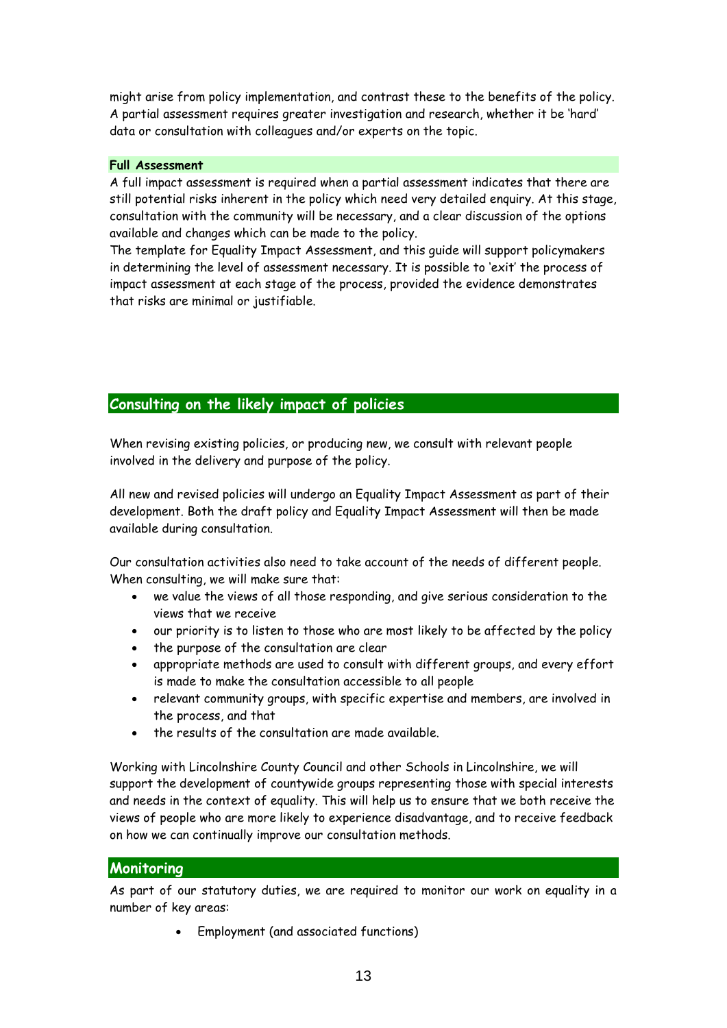might arise from policy implementation, and contrast these to the benefits of the policy. A partial assessment requires greater investigation and research, whether it be 'hard' data or consultation with colleagues and/or experts on the topic.

### Full Assessment

A full impact assessment is required when a partial assessment indicates that there are still potential risks inherent in the policy which need very detailed enquiry. At this stage, consultation with the community will be necessary, and a clear discussion of the options available and changes which can be made to the policy.

The template for Equality Impact Assessment, and this guide will support policymakers in determining the level of assessment necessary. It is possible to 'exit' the process of impact assessment at each stage of the process, provided the evidence demonstrates that risks are minimal or justifiable.

## Consulting on the likely impact of policies

When revising existing policies, or producing new, we consult with relevant people involved in the delivery and purpose of the policy.

All new and revised policies will undergo an Equality Impact Assessment as part of their development. Both the draft policy and Equality Impact Assessment will then be made available during consultation.

Our consultation activities also need to take account of the needs of different people. When consulting, we will make sure that:

- we value the views of all those responding, and give serious consideration to the views that we receive
- our priority is to listen to those who are most likely to be affected by the policy
- the purpose of the consultation are clear
- appropriate methods are used to consult with different groups, and every effort is made to make the consultation accessible to all people
- relevant community groups, with specific expertise and members, are involved in the process, and that
- the results of the consultation are made available.

Working with Lincolnshire County Council and other Schools in Lincolnshire, we will support the development of countywide groups representing those with special interests and needs in the context of equality. This will help us to ensure that we both receive the views of people who are more likely to experience disadvantage, and to receive feedback on how we can continually improve our consultation methods.

## Monitoring

As part of our statutory duties, we are required to monitor our work on equality in a number of key areas:

- Employment (and associated functions)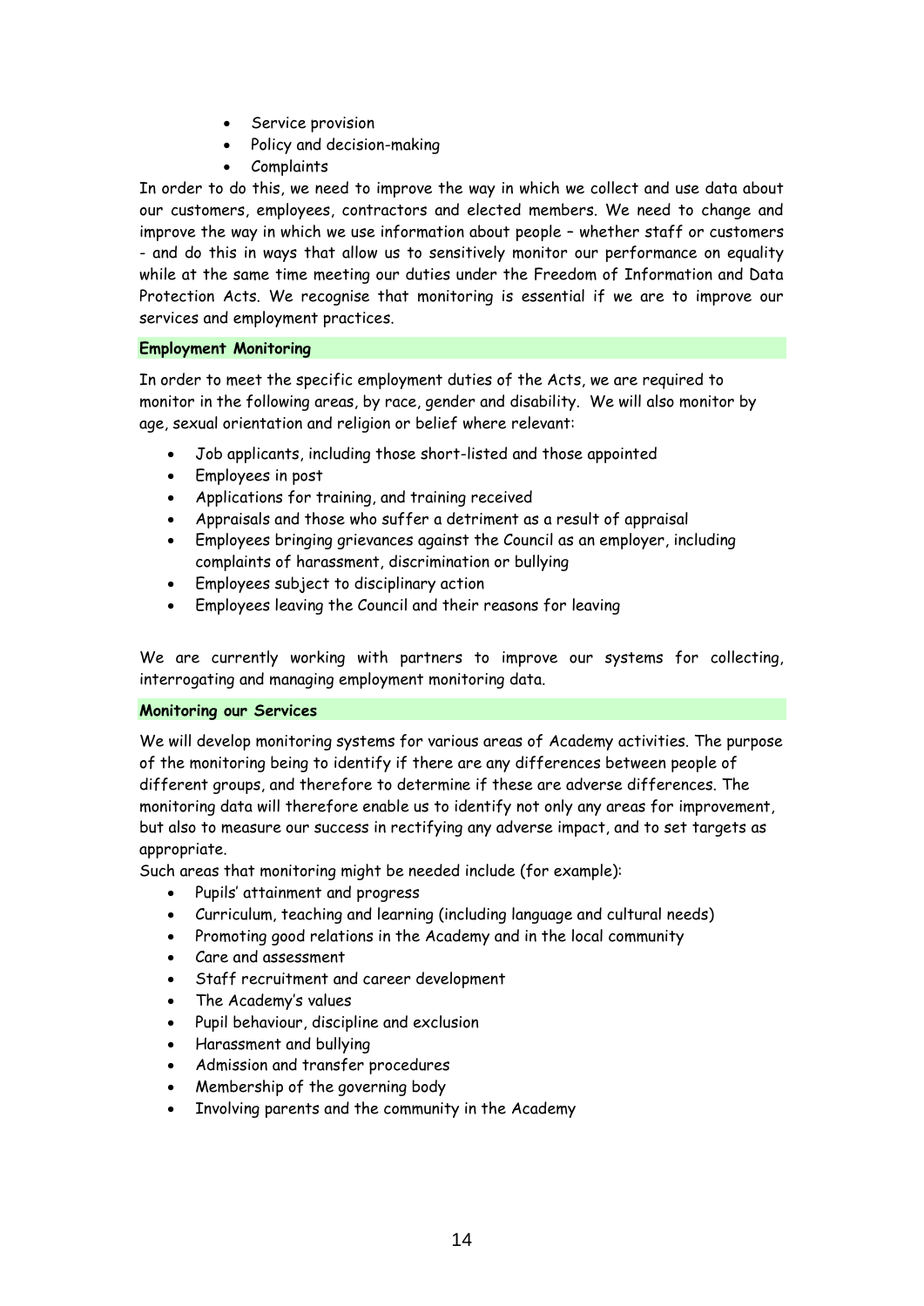- Service provision
- Policy and decision-making
- Complaints

In order to do this, we need to improve the way in which we collect and use data about our customers, employees, contractors and elected members. We need to change and improve the way in which we use information about people – whether staff or customers - and do this in ways that allow us to sensitively monitor our performance on equality while at the same time meeting our duties under the Freedom of Information and Data Protection Acts. We recognise that monitoring is essential if we are to improve our services and employment practices.

**Employment Monitoring**

In order to meet the specific employment duties of the Acts, we are required to monitor in the following areas, by race, gender and disability. We will also monitor by age, sexual orientation and religion or belief where relevant:

- Job applicants, including those short-listed and those appointed
- Employees in post
- Applications for training, and training received
- Appraisals and those who suffer a detriment as a result of appraisal
- Employees bringing grievances against the Council as an employer, including complaints of harassment, discrimination or bullying
- Employees subject to disciplinary action
- Employees leaving the Council and their reasons for leaving

We are currently working with partners to improve our systems for collecting, interrogating and managing employment monitoring data.

**Monitoring our Services**

We will develop monitoring systems for various areas of Academy activities. The purpose of the monitoring being to identify if there are any differences between people of different groups, and therefore to determine if these are adverse differences. The monitoring data will therefore enable us to identify not only any areas for improvement, but also to measure our success in rectifying any adverse impact, and to set targets as appropriate.

Such areas that monitoring might be needed include (for example):

- Pupils' attainment and progress
- Curriculum, teaching and learning (including language and cultural needs)
- Promoting good relations in the Academy and in the local community
- Care and assessment
- Staff recruitment and career development
- The Academy's values
- Pupil behaviour, discipline and exclusion
- Harassment and bullying
- Admission and transfer procedures
- Membership of the governing body
- Involving parents and the community in the Academy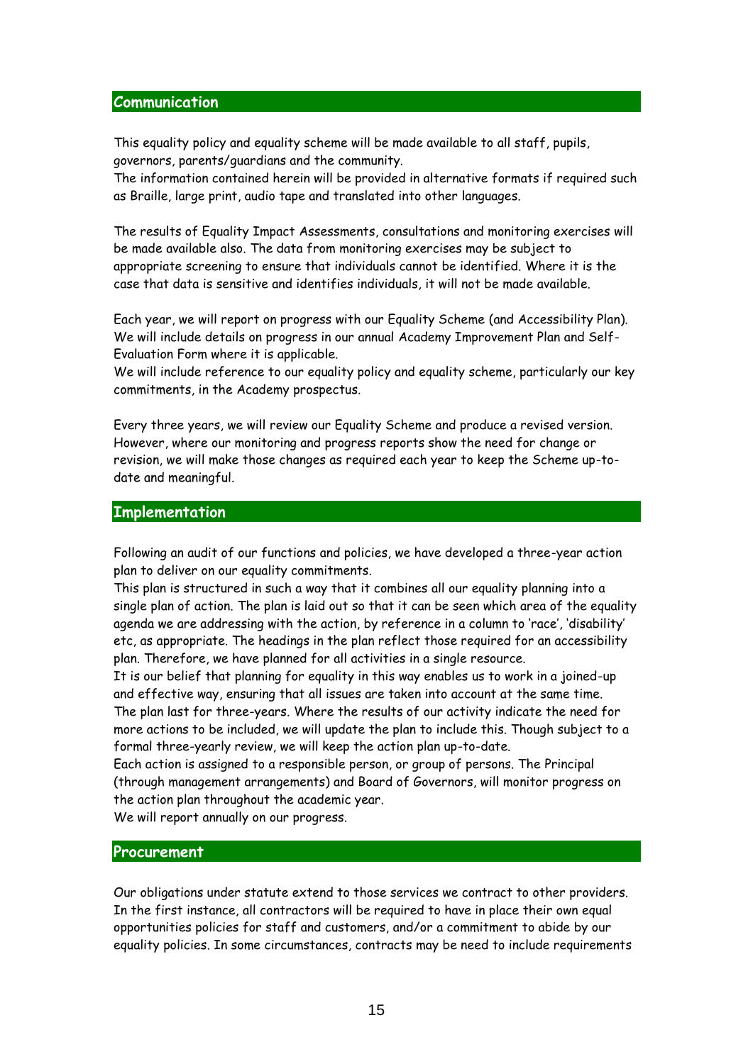## Communication

This equality policy and equality scheme will be made available to all staff, pupils, governors, parents/guardians and the community.
The information contained herein will be provided in alternative formats if required such as Braille, large print, audio tape and translated into other languages.

The results of Equality Impact Assessments, consultations and monitoring exercises will be made available also. The data from monitoring exercises may be subject to appropriate screening to ensure that individuals cannot be identified. Where it is the case that data is sensitive and identifies individuals, it will not be made available.

Each year, we will report on progress with our Equality Scheme (and Accessibility Plan). We will include details on progress in our annual Academy Improvement Plan and Self-Evaluation Form where it is applicable.
We will include reference to our equality policy and equality scheme, particularly our key commitments, in the Academy prospectus.

Every three years, we will review our Equality Scheme and produce a revised version. However, where our monitoring and progress reports show the need for change or revision, we will make those changes as required each year to keep the Scheme up-to-date and meaningful.

## Implementation

Following an audit of our functions and policies, we have developed a three-year action plan to deliver on our equality commitments.
This plan is structured in such a way that it combines all our equality planning into a single plan of action. The plan is laid out so that it can be seen which area of the equality agenda we are addressing with the action, by reference in a column to 'race', 'disability' etc, as appropriate. The headings in the plan reflect those required for an accessibility plan. Therefore, we have planned for all activities in a single resource.
It is our belief that planning for equality in this way enables us to work in a joined-up and effective way, ensuring that all issues are taken into account at the same time.
The plan last for three-years. Where the results of our activity indicate the need for more actions to be included, we will update the plan to include this. Though subject to a formal three-yearly review, we will keep the action plan up-to-date.
Each action is assigned to a responsible person, or group of persons. The Principal (through management arrangements) and Board of Governors, will monitor progress on the action plan throughout the academic year.
We will report annually on our progress.

## Procurement

Our obligations under statute extend to those services we contract to other providers. In the first instance, all contractors will be required to have in place their own equal opportunities policies for staff and customers, and/or a commitment to abide by our equality policies. In some circumstances, contracts may be need to include requirements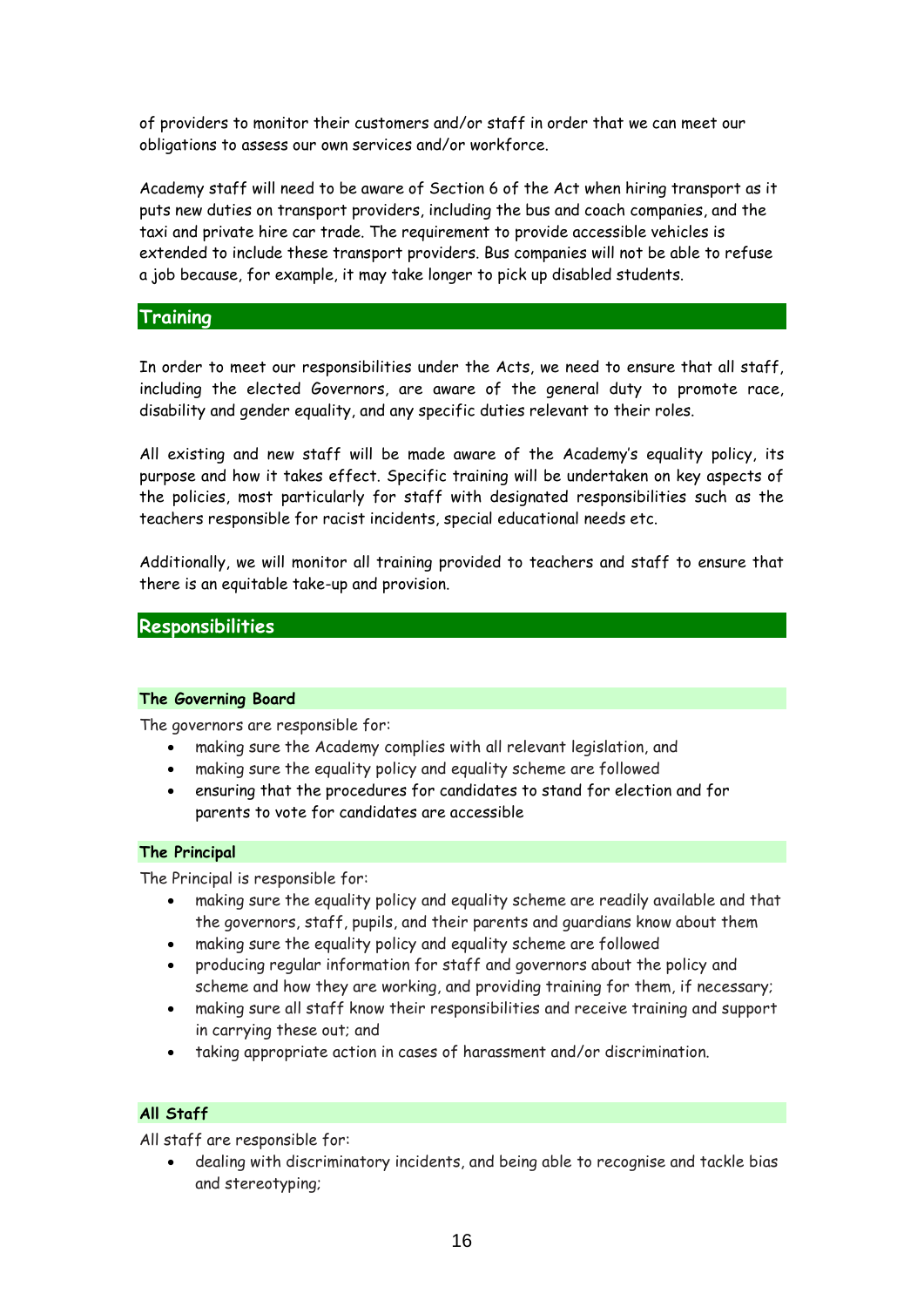of providers to monitor their customers and/or staff in order that we can meet our obligations to assess our own services and/or workforce.

Academy staff will need to be aware of Section 6 of the Act when hiring transport as it puts new duties on transport providers, including the bus and coach companies, and the taxi and private hire car trade. The requirement to provide accessible vehicles is extended to include these transport providers. Bus companies will not be able to refuse a job because, for example, it may take longer to pick up disabled students.

## Training

In order to meet our responsibilities under the Acts, we need to ensure that all staff, including the elected Governors, are aware of the general duty to promote race, disability and gender equality, and any specific duties relevant to their roles.

All existing and new staff will be made aware of the Academy's equality policy, its purpose and how it takes effect. Specific training will be undertaken on key aspects of the policies, most particularly for staff with designated responsibilities such as the teachers responsible for racist incidents, special educational needs etc.

Additionally, we will monitor all training provided to teachers and staff to ensure that there is an equitable take-up and provision.

## Responsibilities

### The Governing Board

The governors are responsible for:

- making sure the Academy complies with all relevant legislation, and
- making sure the equality policy and equality scheme are followed
- ensuring that the procedures for candidates to stand for election and for parents to vote for candidates are accessible

### The Principal

The Principal is responsible for:

- making sure the equality policy and equality scheme are readily available and that the governors, staff, pupils, and their parents and guardians know about them
- making sure the equality policy and equality scheme are followed
- producing regular information for staff and governors about the policy and scheme and how they are working, and providing training for them, if necessary;
- making sure all staff know their responsibilities and receive training and support in carrying these out; and
- taking appropriate action in cases of harassment and/or discrimination.

### All Staff

All staff are responsible for:

- dealing with discriminatory incidents, and being able to recognise and tackle bias and stereotyping;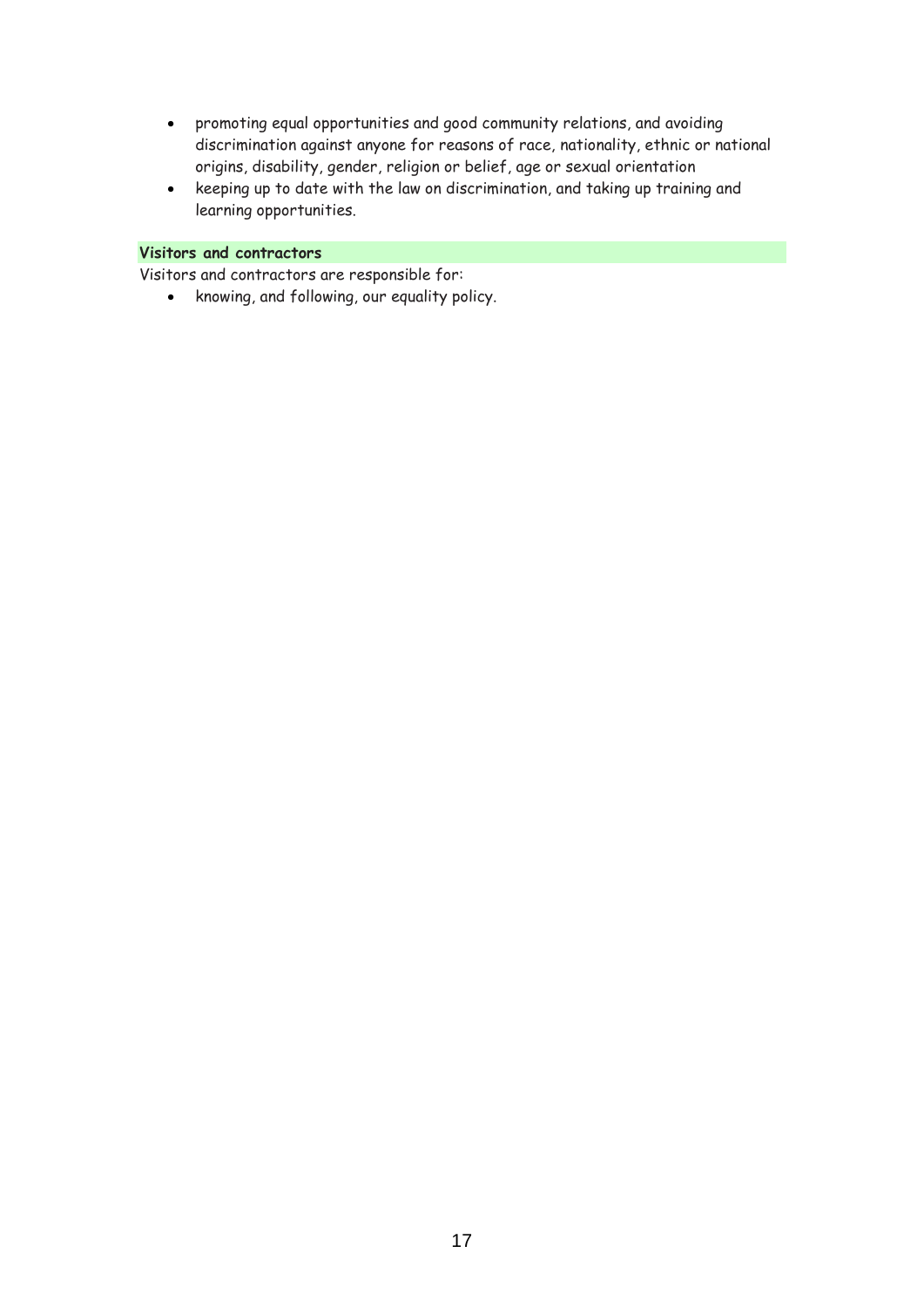- promoting equal opportunities and good community relations, and avoiding discrimination against anyone for reasons of race, nationality, ethnic or national origins, disability, gender, religion or belief, age or sexual orientation
- keeping up to date with the law on discrimination, and taking up training and learning opportunities.

**Visitors and contractors**

Visitors and contractors are responsible for:

- knowing, and following, our equality policy.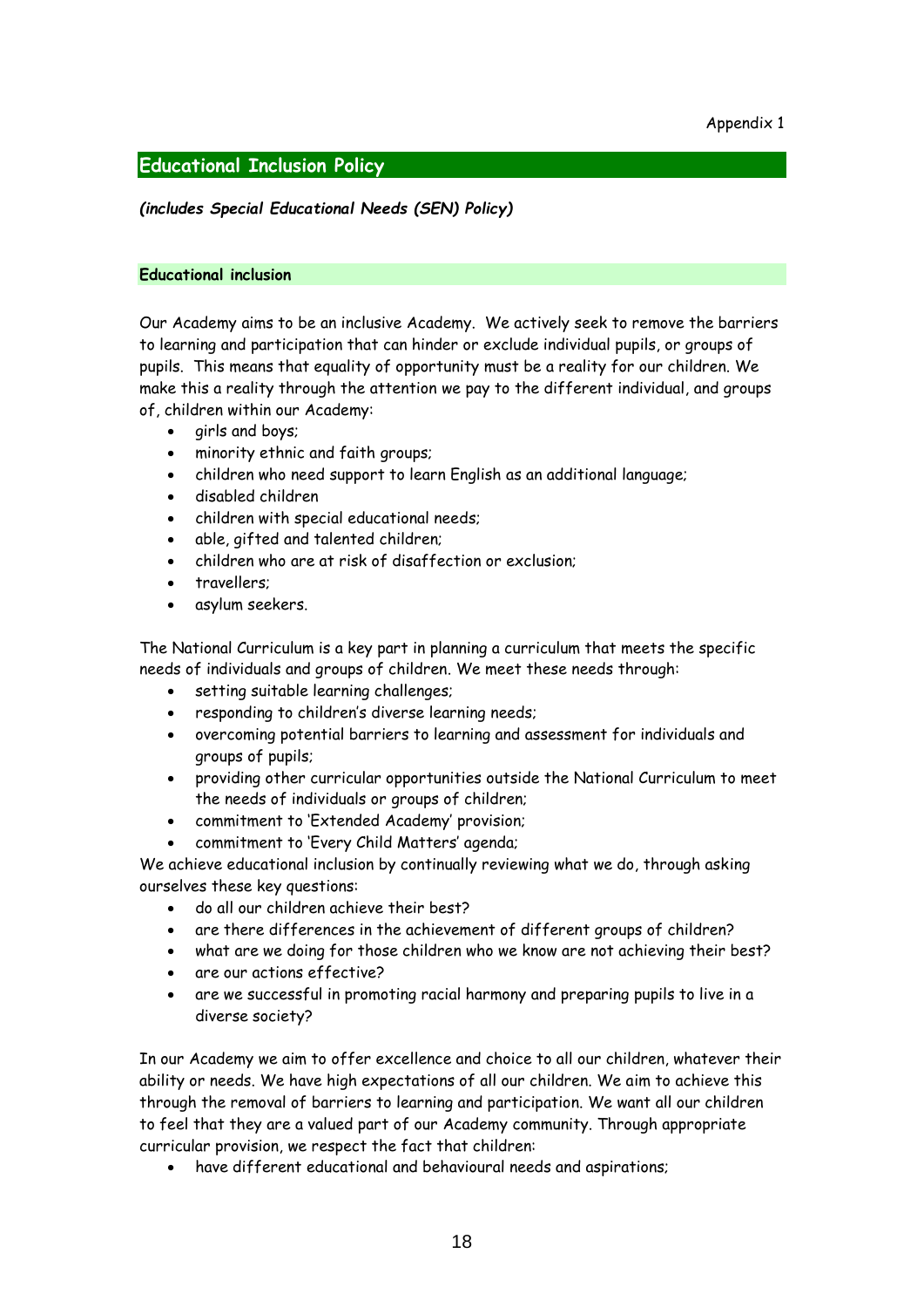Appendix 1

## Educational Inclusion Policy

***(includes Special Educational Needs (SEN) Policy)***

### Educational inclusion

Our Academy aims to be an inclusive Academy. We actively seek to remove the barriers to learning and participation that can hinder or exclude individual pupils, or groups of pupils. This means that equality of opportunity must be a reality for our children. We make this a reality through the attention we pay to the different individual, and groups of, children within our Academy:

- girls and boys;
- minority ethnic and faith groups;
- children who need support to learn English as an additional language;
- disabled children
- children with special educational needs;
- able, gifted and talented children;
- children who are at risk of disaffection or exclusion;
- travellers;
- asylum seekers.

The National Curriculum is a key part in planning a curriculum that meets the specific needs of individuals and groups of children. We meet these needs through:

- setting suitable learning challenges;
- responding to children's diverse learning needs;
- overcoming potential barriers to learning and assessment for individuals and groups of pupils;
- providing other curricular opportunities outside the National Curriculum to meet the needs of individuals or groups of children;
- commitment to 'Extended Academy' provision;
- commitment to 'Every Child Matters' agenda;

We achieve educational inclusion by continually reviewing what we do, through asking ourselves these key questions:

- do all our children achieve their best?
- are there differences in the achievement of different groups of children?
- what are we doing for those children who we know are not achieving their best?
- are our actions effective?
- are we successful in promoting racial harmony and preparing pupils to live in a diverse society?

In our Academy we aim to offer excellence and choice to all our children, whatever their ability or needs. We have high expectations of all our children. We aim to achieve this through the removal of barriers to learning and participation. We want all our children to feel that they are a valued part of our Academy community. Through appropriate curricular provision, we respect the fact that children:

- have different educational and behavioural needs and aspirations;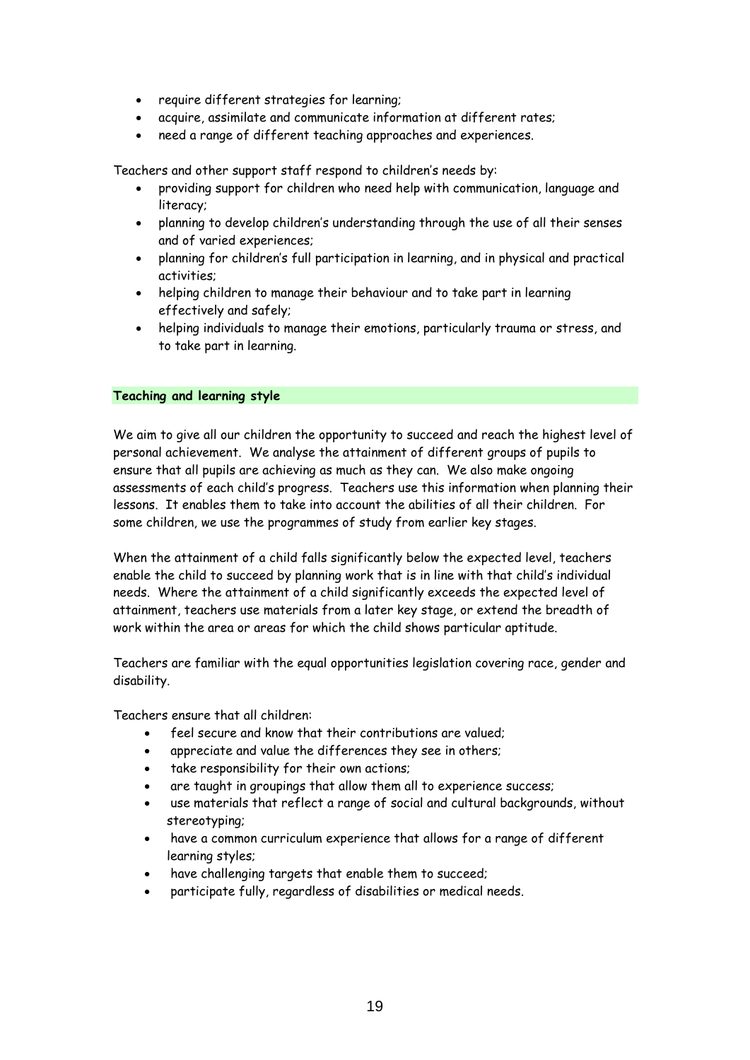- require different strategies for learning;
- acquire, assimilate and communicate information at different rates;
- need a range of different teaching approaches and experiences.

Teachers and other support staff respond to children's needs by:

- providing support for children who need help with communication, language and literacy;
- planning to develop children's understanding through the use of all their senses and of varied experiences;
- planning for children's full participation in learning, and in physical and practical activities;
- helping children to manage their behaviour and to take part in learning effectively and safely;
- helping individuals to manage their emotions, particularly trauma or stress, and to take part in learning.

## Teaching and learning style

We aim to give all our children the opportunity to succeed and reach the highest level of personal achievement. We analyse the attainment of different groups of pupils to ensure that all pupils are achieving as much as they can. We also make ongoing assessments of each child's progress. Teachers use this information when planning their lessons. It enables them to take into account the abilities of all their children. For some children, we use the programmes of study from earlier key stages.

When the attainment of a child falls significantly below the expected level, teachers enable the child to succeed by planning work that is in line with that child's individual needs. Where the attainment of a child significantly exceeds the expected level of attainment, teachers use materials from a later key stage, or extend the breadth of work within the area or areas for which the child shows particular aptitude.

Teachers are familiar with the equal opportunities legislation covering race, gender and disability.

Teachers ensure that all children:

- feel secure and know that their contributions are valued;
- appreciate and value the differences they see in others;
- take responsibility for their own actions;
- are taught in groupings that allow them all to experience success;
- use materials that reflect a range of social and cultural backgrounds, without stereotyping;
- have a common curriculum experience that allows for a range of different learning styles;
- have challenging targets that enable them to succeed;
- participate fully, regardless of disabilities or medical needs.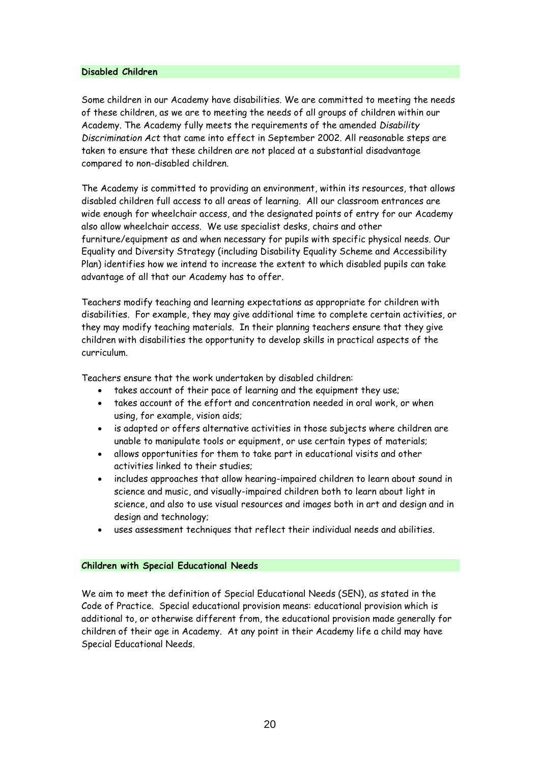### Disabled Children

Some children in our Academy have disabilities. We are committed to meeting the needs of these children, as we are to meeting the needs of all groups of children within our Academy. The Academy fully meets the requirements of the amended *Disability Discrimination Act* that came into effect in September 2002. All reasonable steps are taken to ensure that these children are not placed at a substantial disadvantage compared to non-disabled children.

The Academy is committed to providing an environment, within its resources, that allows disabled children full access to all areas of learning. All our classroom entrances are wide enough for wheelchair access, and the designated points of entry for our Academy also allow wheelchair access. We use specialist desks, chairs and other furniture/equipment as and when necessary for pupils with specific physical needs. Our Equality and Diversity Strategy (including Disability Equality Scheme and Accessibility Plan) identifies how we intend to increase the extent to which disabled pupils can take advantage of all that our Academy has to offer.

Teachers modify teaching and learning expectations as appropriate for children with disabilities. For example, they may give additional time to complete certain activities, or they may modify teaching materials. In their planning teachers ensure that they give children with disabilities the opportunity to develop skills in practical aspects of the curriculum.

Teachers ensure that the work undertaken by disabled children:

- takes account of their pace of learning and the equipment they use;
- takes account of the effort and concentration needed in oral work, or when using, for example, vision aids;
- is adapted or offers alternative activities in those subjects where children are unable to manipulate tools or equipment, or use certain types of materials;
- allows opportunities for them to take part in educational visits and other activities linked to their studies;
- includes approaches that allow hearing-impaired children to learn about sound in science and music, and visually-impaired children both to learn about light in science, and also to use visual resources and images both in art and design and in design and technology;
- uses assessment techniques that reflect their individual needs and abilities.

### Children with Special Educational Needs

We aim to meet the definition of Special Educational Needs (SEN), as stated in the Code of Practice. Special educational provision means: educational provision which is additional to, or otherwise different from, the educational provision made generally for children of their age in Academy. At any point in their Academy life a child may have Special Educational Needs.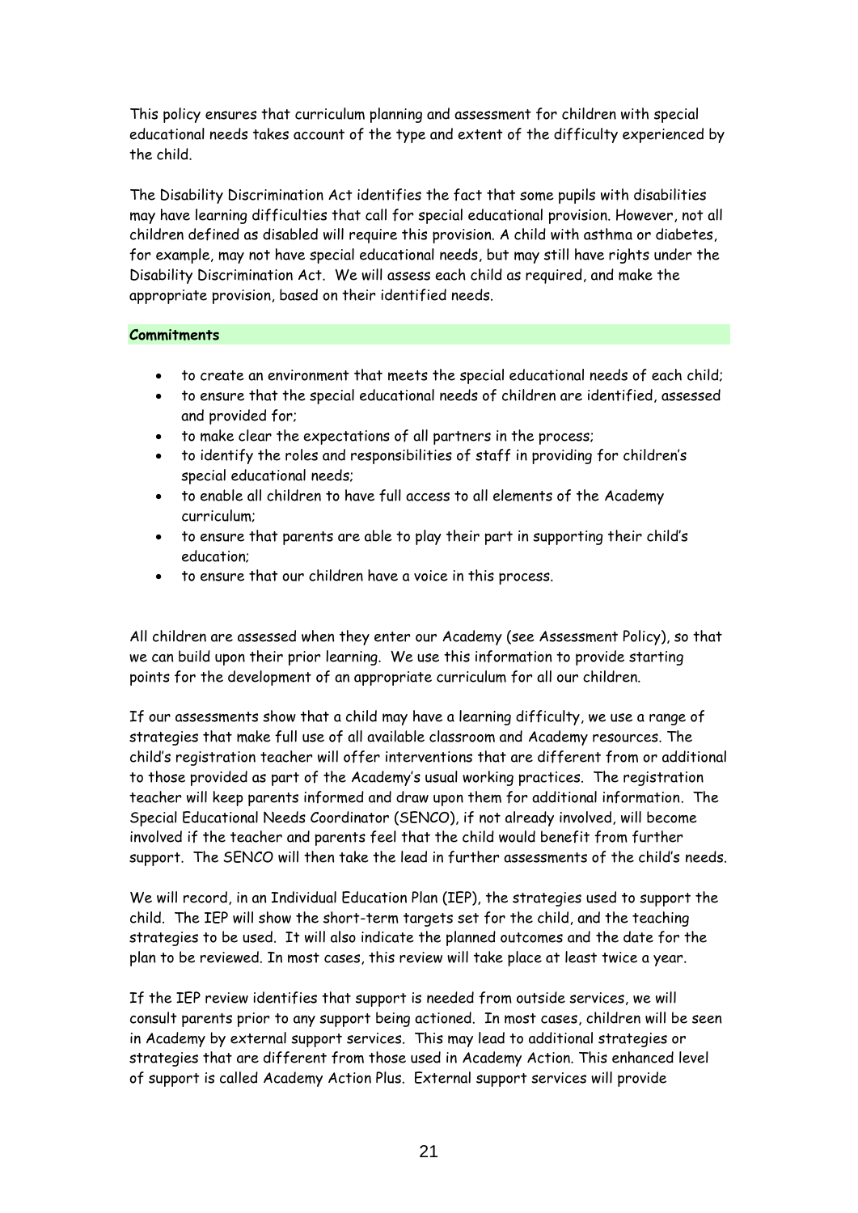This policy ensures that curriculum planning and assessment for children with special educational needs takes account of the type and extent of the difficulty experienced by the child.

The Disability Discrimination Act identifies the fact that some pupils with disabilities may have learning difficulties that call for special educational provision. However, not all children defined as disabled will require this provision. A child with asthma or diabetes, for example, may not have special educational needs, but may still have rights under the Disability Discrimination Act. We will assess each child as required, and make the appropriate provision, based on their identified needs.

**Commitments**

- to create an environment that meets the special educational needs of each child;
- to ensure that the special educational needs of children are identified, assessed and provided for;
- to make clear the expectations of all partners in the process;
- to identify the roles and responsibilities of staff in providing for children's special educational needs;
- to enable all children to have full access to all elements of the Academy curriculum;
- to ensure that parents are able to play their part in supporting their child's education;
- to ensure that our children have a voice in this process.

All children are assessed when they enter our Academy (see Assessment Policy), so that we can build upon their prior learning. We use this information to provide starting points for the development of an appropriate curriculum for all our children.

If our assessments show that a child may have a learning difficulty, we use a range of strategies that make full use of all available classroom and Academy resources. The child's registration teacher will offer interventions that are different from or additional to those provided as part of the Academy's usual working practices. The registration teacher will keep parents informed and draw upon them for additional information. The Special Educational Needs Coordinator (SENCO), if not already involved, will become involved if the teacher and parents feel that the child would benefit from further support. The SENCO will then take the lead in further assessments of the child's needs.

We will record, in an Individual Education Plan (IEP), the strategies used to support the child. The IEP will show the short-term targets set for the child, and the teaching strategies to be used. It will also indicate the planned outcomes and the date for the plan to be reviewed. In most cases, this review will take place at least twice a year.

If the IEP review identifies that support is needed from outside services, we will consult parents prior to any support being actioned. In most cases, children will be seen in Academy by external support services. This may lead to additional strategies or strategies that are different from those used in Academy Action. This enhanced level of support is called Academy Action Plus. External support services will provide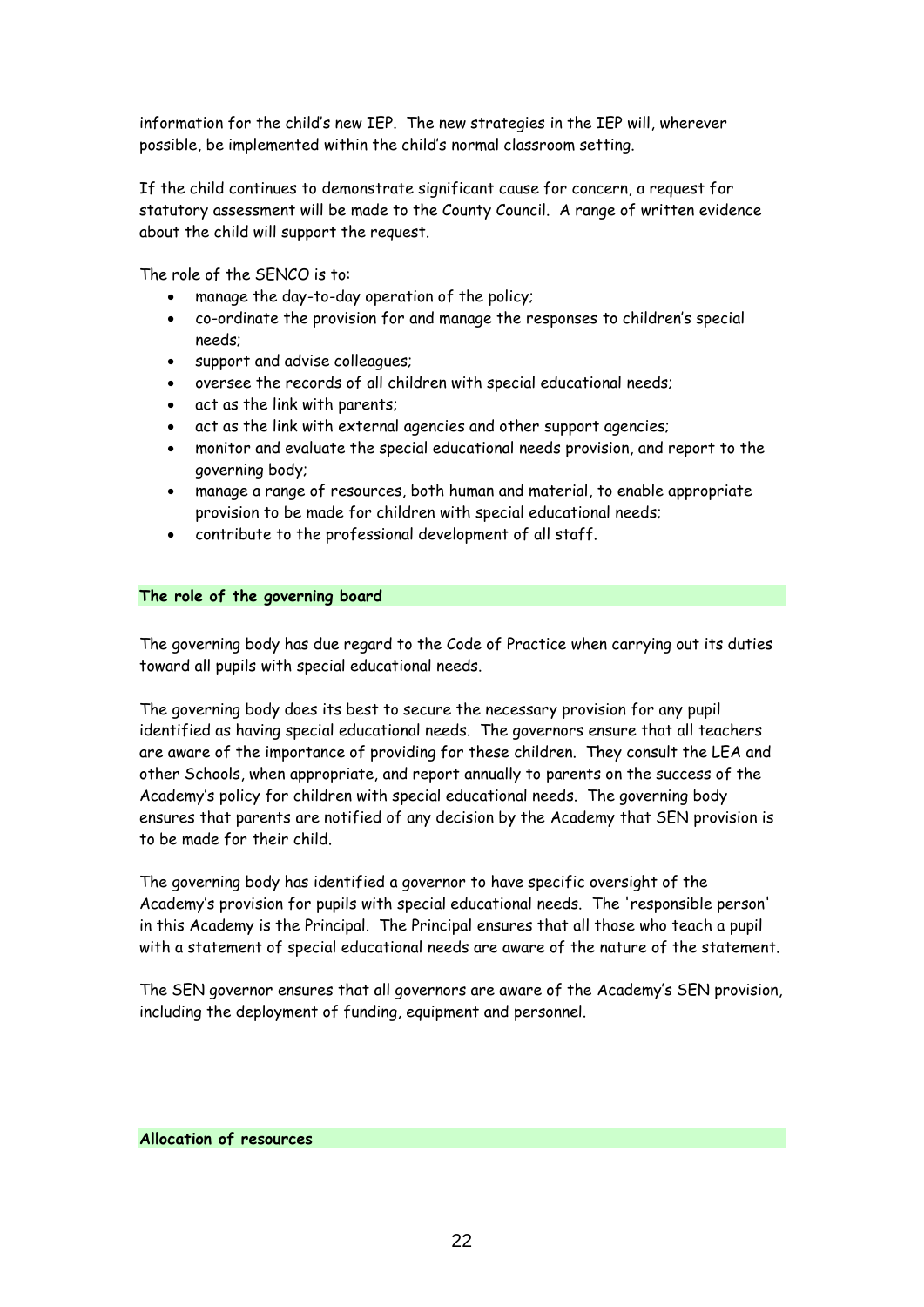information for the child's new IEP. The new strategies in the IEP will, wherever possible, be implemented within the child's normal classroom setting.

If the child continues to demonstrate significant cause for concern, a request for statutory assessment will be made to the County Council. A range of written evidence about the child will support the request.

The role of the SENCO is to:

- manage the day-to-day operation of the policy;
- co-ordinate the provision for and manage the responses to children's special needs;
- support and advise colleagues;
- oversee the records of all children with special educational needs;
- act as the link with parents;
- act as the link with external agencies and other support agencies;
- monitor and evaluate the special educational needs provision, and report to the governing body;
- manage a range of resources, both human and material, to enable appropriate provision to be made for children with special educational needs;
- contribute to the professional development of all staff.

**The role of the governing board**

The governing body has due regard to the Code of Practice when carrying out its duties toward all pupils with special educational needs.

The governing body does its best to secure the necessary provision for any pupil identified as having special educational needs. The governors ensure that all teachers are aware of the importance of providing for these children. They consult the LEA and other Schools, when appropriate, and report annually to parents on the success of the Academy's policy for children with special educational needs. The governing body ensures that parents are notified of any decision by the Academy that SEN provision is to be made for their child.

The governing body has identified a governor to have specific oversight of the Academy's provision for pupils with special educational needs. The 'responsible person' in this Academy is the Principal. The Principal ensures that all those who teach a pupil with a statement of special educational needs are aware of the nature of the statement.

The SEN governor ensures that all governors are aware of the Academy's SEN provision, including the deployment of funding, equipment and personnel.

**Allocation of resources**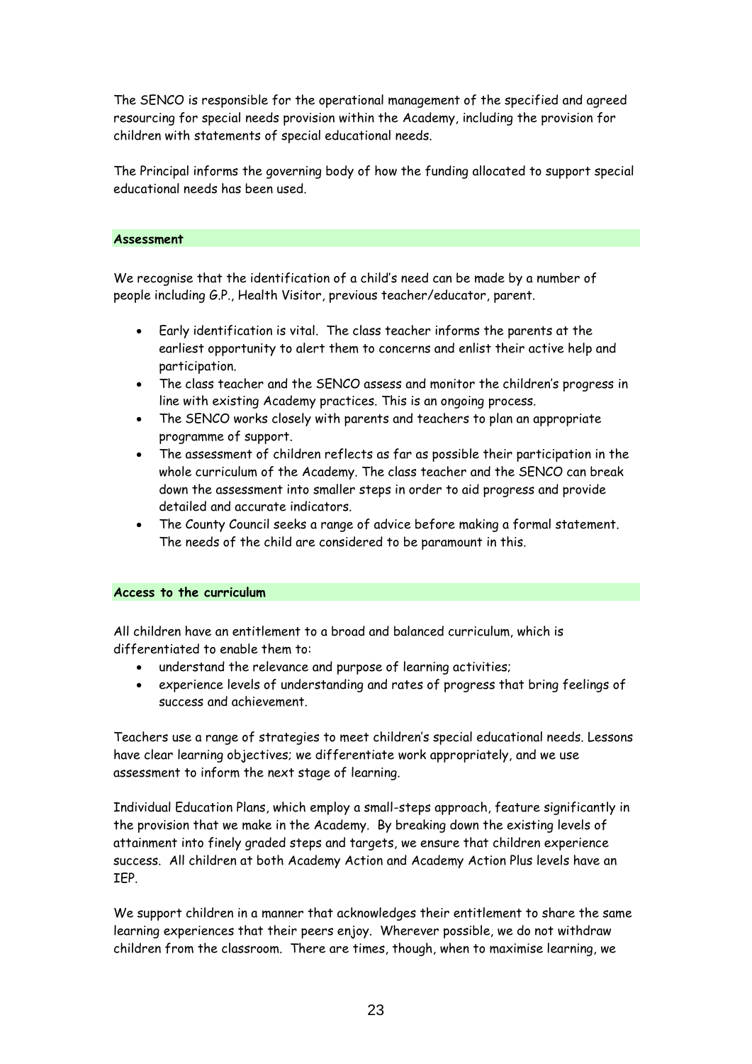The SENCO is responsible for the operational management of the specified and agreed resourcing for special needs provision within the Academy, including the provision for children with statements of special educational needs.

The Principal informs the governing body of how the funding allocated to support special educational needs has been used.

## Assessment

We recognise that the identification of a child's need can be made by a number of people including G.P., Health Visitor, previous teacher/educator, parent.

- Early identification is vital. The class teacher informs the parents at the earliest opportunity to alert them to concerns and enlist their active help and participation.
- The class teacher and the SENCO assess and monitor the children's progress in line with existing Academy practices. This is an ongoing process.
- The SENCO works closely with parents and teachers to plan an appropriate programme of support.
- The assessment of children reflects as far as possible their participation in the whole curriculum of the Academy. The class teacher and the SENCO can break down the assessment into smaller steps in order to aid progress and provide detailed and accurate indicators.
- The County Council seeks a range of advice before making a formal statement. The needs of the child are considered to be paramount in this.

## Access to the curriculum

All children have an entitlement to a broad and balanced curriculum, which is differentiated to enable them to:

- understand the relevance and purpose of learning activities;
- experience levels of understanding and rates of progress that bring feelings of success and achievement.

Teachers use a range of strategies to meet children's special educational needs. Lessons have clear learning objectives; we differentiate work appropriately, and we use assessment to inform the next stage of learning.

Individual Education Plans, which employ a small-steps approach, feature significantly in the provision that we make in the Academy. By breaking down the existing levels of attainment into finely graded steps and targets, we ensure that children experience success. All children at both Academy Action and Academy Action Plus levels have an IEP.

We support children in a manner that acknowledges their entitlement to share the same learning experiences that their peers enjoy. Wherever possible, we do not withdraw children from the classroom. There are times, though, when to maximise learning, we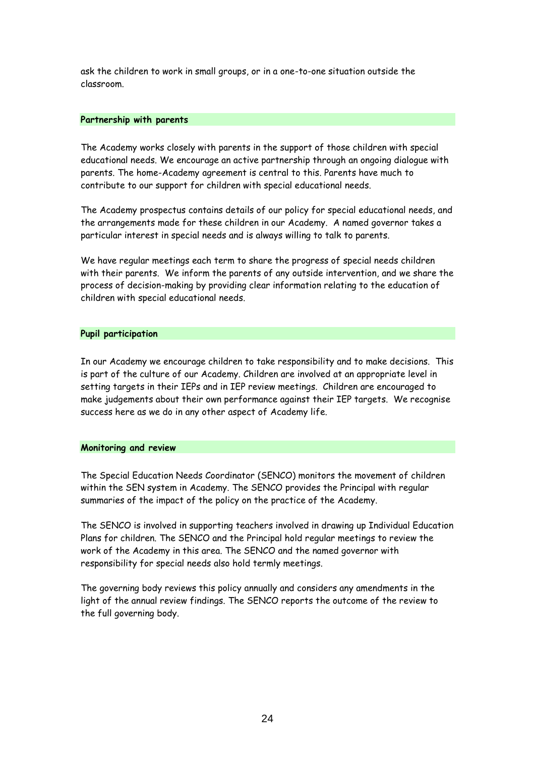ask the children to work in small groups, or in a one-to-one situation outside the classroom.

## Partnership with parents

The Academy works closely with parents in the support of those children with special educational needs. We encourage an active partnership through an ongoing dialogue with parents. The home-Academy agreement is central to this. Parents have much to contribute to our support for children with special educational needs.

The Academy prospectus contains details of our policy for special educational needs, and the arrangements made for these children in our Academy. A named governor takes a particular interest in special needs and is always willing to talk to parents.

We have regular meetings each term to share the progress of special needs children with their parents. We inform the parents of any outside intervention, and we share the process of decision-making by providing clear information relating to the education of children with special educational needs.

## Pupil participation

In our Academy we encourage children to take responsibility and to make decisions. This is part of the culture of our Academy. Children are involved at an appropriate level in setting targets in their IEPs and in IEP review meetings. Children are encouraged to make judgements about their own performance against their IEP targets. We recognise success here as we do in any other aspect of Academy life.

## Monitoring and review

The Special Education Needs Coordinator (SENCO) monitors the movement of children within the SEN system in Academy. The SENCO provides the Principal with regular summaries of the impact of the policy on the practice of the Academy.

The SENCO is involved in supporting teachers involved in drawing up Individual Education Plans for children. The SENCO and the Principal hold regular meetings to review the work of the Academy in this area. The SENCO and the named governor with responsibility for special needs also hold termly meetings.

The governing body reviews this policy annually and considers any amendments in the light of the annual review findings. The SENCO reports the outcome of the review to the full governing body.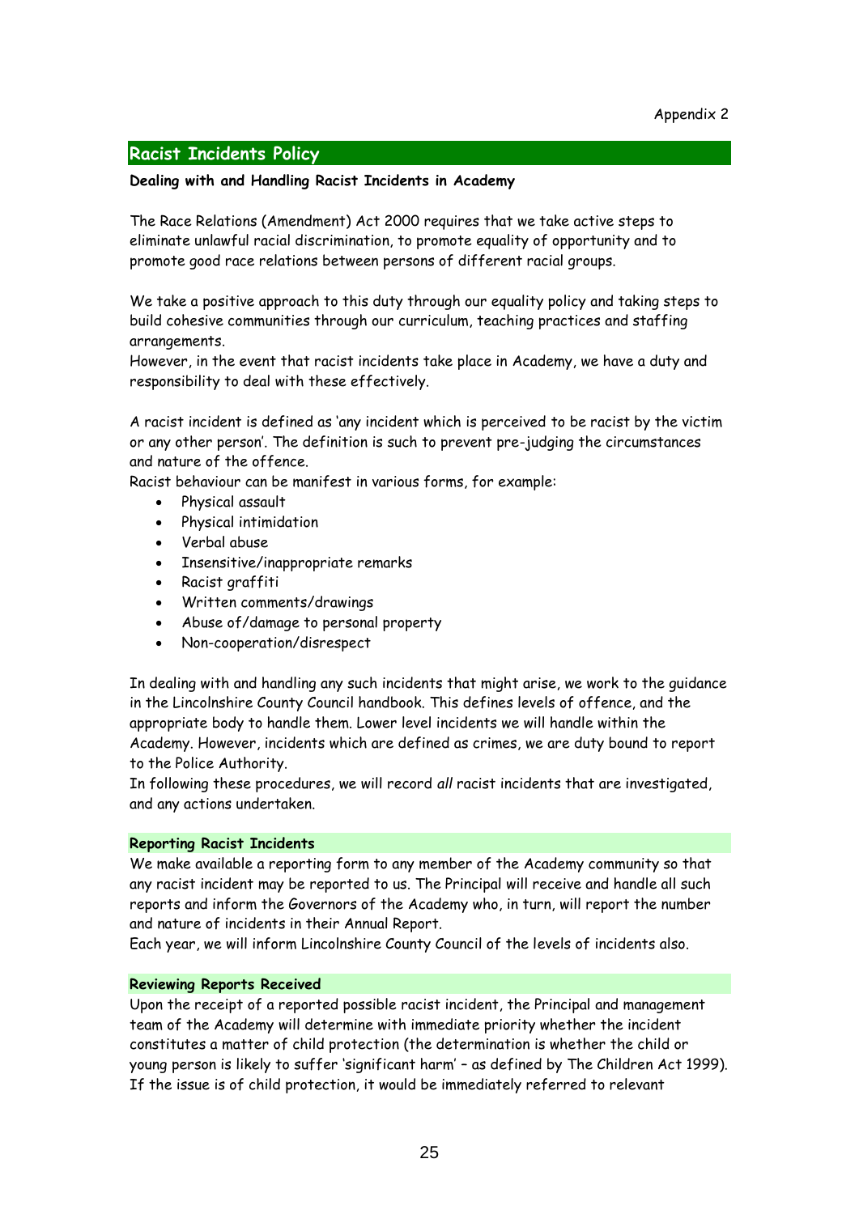Appendix 2

## Racist Incidents Policy

**Dealing with and Handling Racist Incidents in Academy**

The Race Relations (Amendment) Act 2000 requires that we take active steps to eliminate unlawful racial discrimination, to promote equality of opportunity and to promote good race relations between persons of different racial groups.

We take a positive approach to this duty through our equality policy and taking steps to build cohesive communities through our curriculum, teaching practices and staffing arrangements.

However, in the event that racist incidents take place in Academy, we have a duty and responsibility to deal with these effectively.

A racist incident is defined as 'any incident which is perceived to be racist by the victim or any other person'. The definition is such to prevent pre-judging the circumstances and nature of the offence.

Racist behaviour can be manifest in various forms, for example:

- Physical assault
- Physical intimidation
- Verbal abuse
- Insensitive/inappropriate remarks
- Racist graffiti
- Written comments/drawings
- Abuse of/damage to personal property
- Non-cooperation/disrespect

In dealing with and handling any such incidents that might arise, we work to the guidance in the Lincolnshire County Council handbook. This defines levels of offence, and the appropriate body to handle them. Lower level incidents we will handle within the Academy. However, incidents which are defined as crimes, we are duty bound to report to the Police Authority.

In following these procedures, we will record *all* racist incidents that are investigated, and any actions undertaken.

### Reporting Racist Incidents

We make available a reporting form to any member of the Academy community so that any racist incident may be reported to us. The Principal will receive and handle all such reports and inform the Governors of the Academy who, in turn, will report the number and nature of incidents in their Annual Report.

Each year, we will inform Lincolnshire County Council of the levels of incidents also.

### Reviewing Reports Received

Upon the receipt of a reported possible racist incident, the Principal and management team of the Academy will determine with immediate priority whether the incident constitutes a matter of child protection (the determination is whether the child or young person is likely to suffer 'significant harm' – as defined by The Children Act 1999). If the issue is of child protection, it would be immediately referred to relevant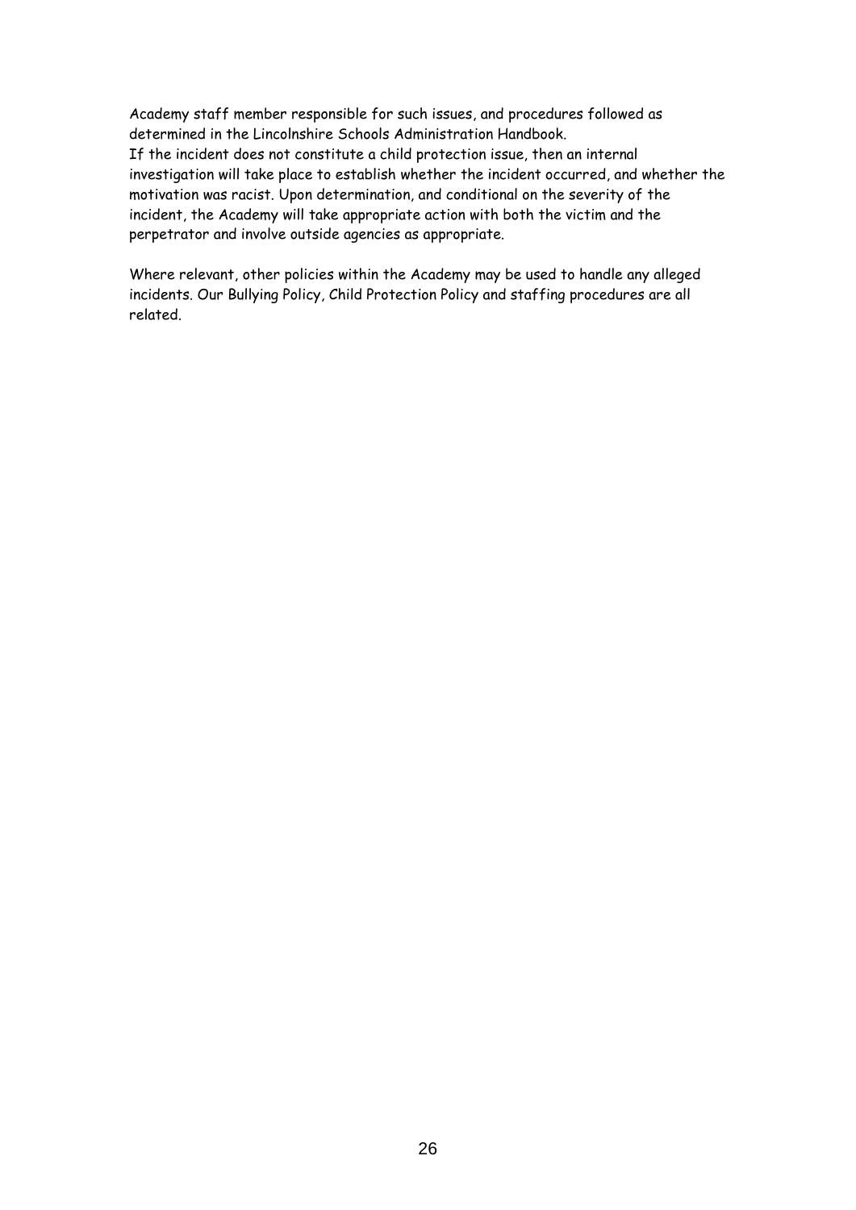Academy staff member responsible for such issues, and procedures followed as determined in the Lincolnshire Schools Administration Handbook.
If the incident does not constitute a child protection issue, then an internal investigation will take place to establish whether the incident occurred, and whether the motivation was racist. Upon determination, and conditional on the severity of the incident, the Academy will take appropriate action with both the victim and the perpetrator and involve outside agencies as appropriate.

Where relevant, other policies within the Academy may be used to handle any alleged incidents. Our Bullying Policy, Child Protection Policy and staffing procedures are all related.